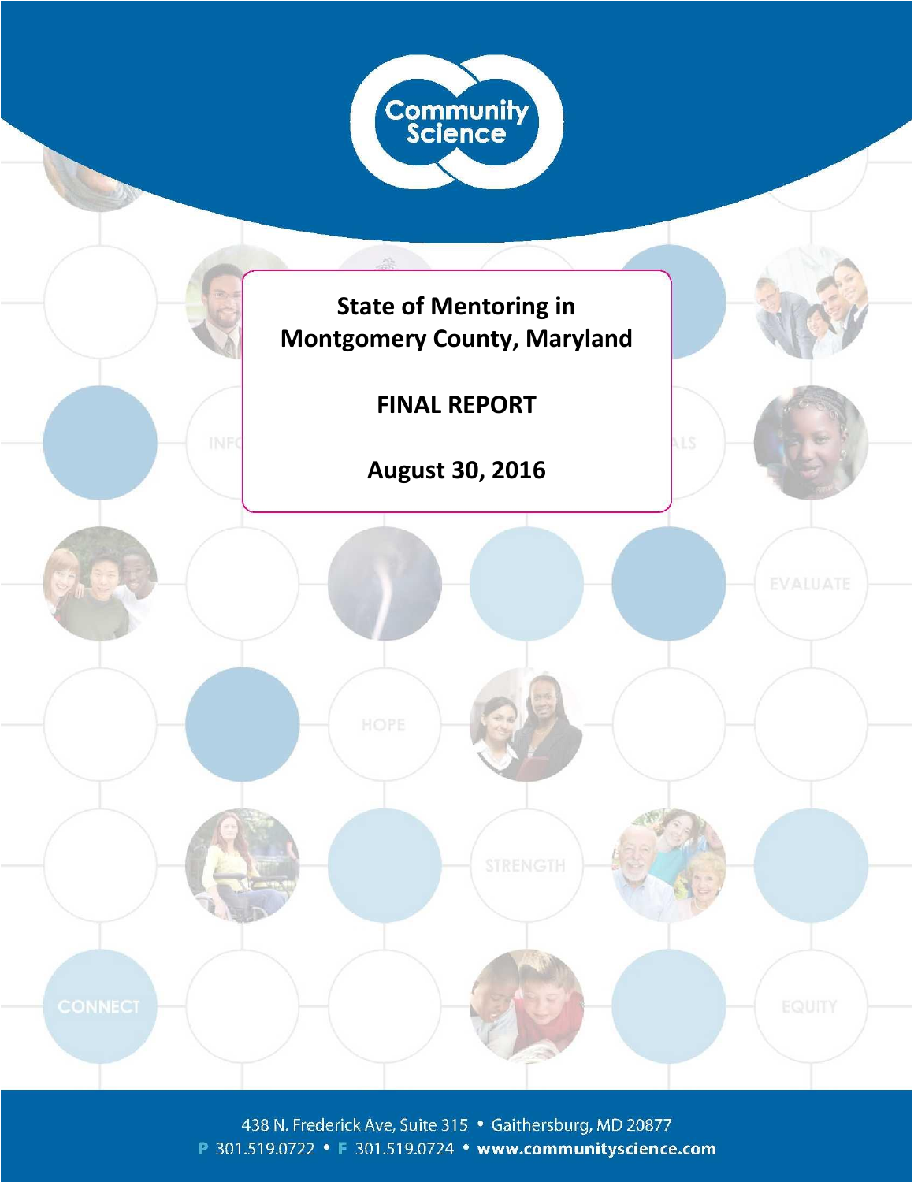Community Science

# State of Mentoring in Montgomery County, Maryland

## FINAL REPORT

## August 30, 2016

438 N. Frederick Ave, Suite 315 • Gaithersburg, MD 20877
P 301.519.0722 • F 301.519.0724 • **www.communityscience.com**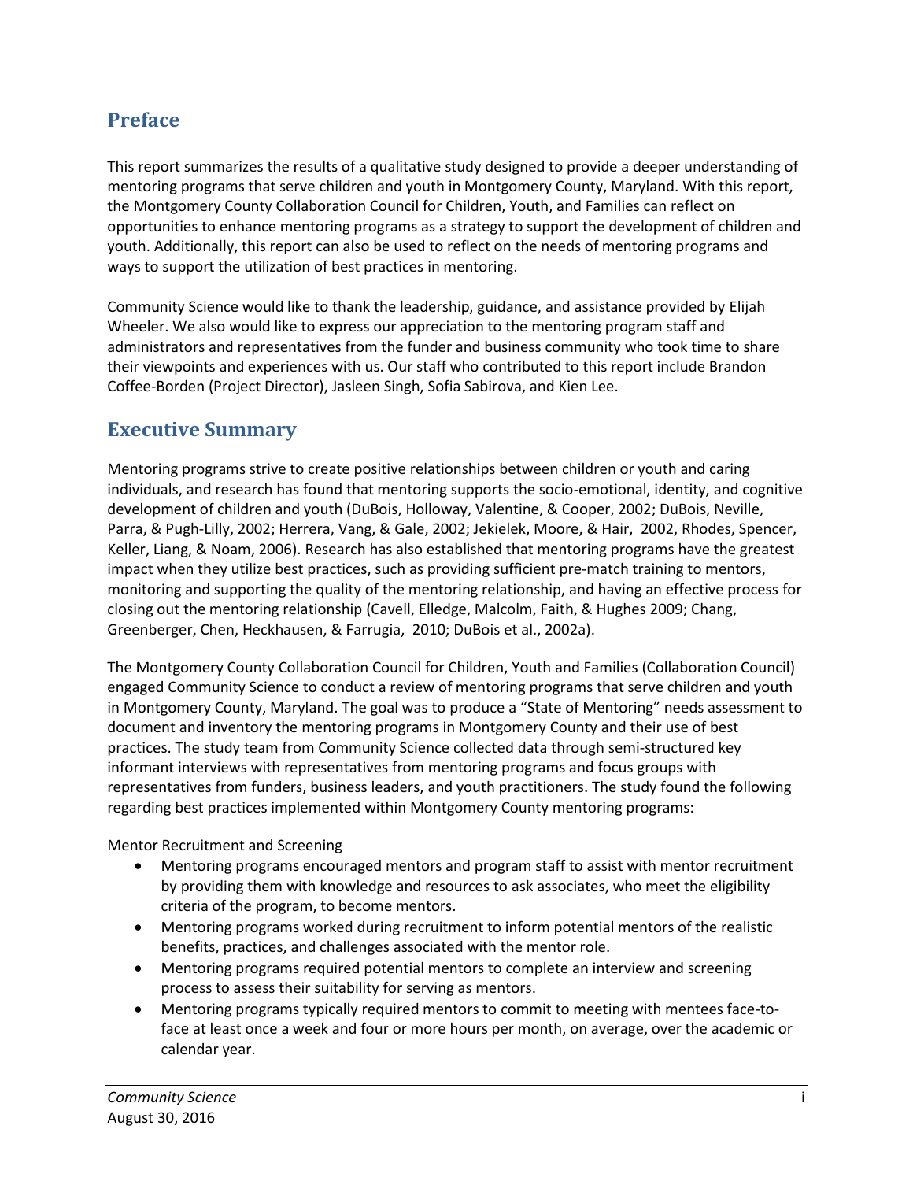## Preface

This report summarizes the results of a qualitative study designed to provide a deeper understanding of mentoring programs that serve children and youth in Montgomery County, Maryland. With this report, the Montgomery County Collaboration Council for Children, Youth, and Families can reflect on opportunities to enhance mentoring programs as a strategy to support the development of children and youth. Additionally, this report can also be used to reflect on the needs of mentoring programs and ways to support the utilization of best practices in mentoring.

Community Science would like to thank the leadership, guidance, and assistance provided by Elijah Wheeler. We also would like to express our appreciation to the mentoring program staff and administrators and representatives from the funder and business community who took time to share their viewpoints and experiences with us. Our staff who contributed to this report include Brandon Coffee-Borden (Project Director), Jasleen Singh, Sofia Sabirova, and Kien Lee.

## Executive Summary

Mentoring programs strive to create positive relationships between children or youth and caring individuals, and research has found that mentoring supports the socio-emotional, identity, and cognitive development of children and youth (DuBois, Holloway, Valentine, & Cooper, 2002; DuBois, Neville, Parra, & Pugh-Lilly, 2002; Herrera, Vang, & Gale, 2002; Jekielek, Moore, & Hair, 2002, Rhodes, Spencer, Keller, Liang, & Noam, 2006). Research has also established that mentoring programs have the greatest impact when they utilize best practices, such as providing sufficient pre-match training to mentors, monitoring and supporting the quality of the mentoring relationship, and having an effective process for closing out the mentoring relationship (Cavell, Elledge, Malcolm, Faith, & Hughes 2009; Chang, Greenberger, Chen, Heckhausen, & Farrugia, 2010; DuBois et al., 2002a).

The Montgomery County Collaboration Council for Children, Youth and Families (Collaboration Council) engaged Community Science to conduct a review of mentoring programs that serve children and youth in Montgomery County, Maryland. The goal was to produce a "State of Mentoring" needs assessment to document and inventory the mentoring programs in Montgomery County and their use of best practices. The study team from Community Science collected data through semi-structured key informant interviews with representatives from mentoring programs and focus groups with representatives from funders, business leaders, and youth practitioners. The study found the following regarding best practices implemented within Montgomery County mentoring programs:

Mentor Recruitment and Screening

- Mentoring programs encouraged mentors and program staff to assist with mentor recruitment by providing them with knowledge and resources to ask associates, who meet the eligibility criteria of the program, to become mentors.
- Mentoring programs worked during recruitment to inform potential mentors of the realistic benefits, practices, and challenges associated with the mentor role.
- Mentoring programs required potential mentors to complete an interview and screening process to assess their suitability for serving as mentors.
- Mentoring programs typically required mentors to commit to meeting with mentees face-to-face at least once a week and four or more hours per month, on average, over the academic or calendar year.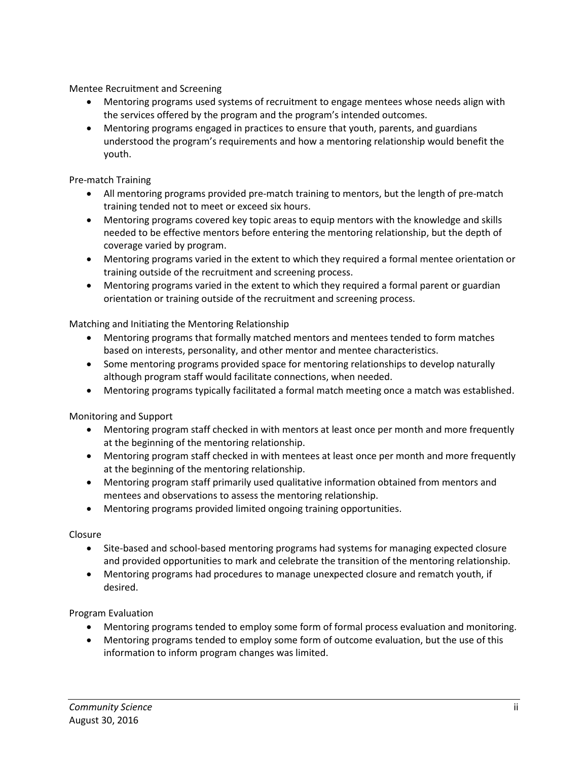Mentee Recruitment and Screening

- Mentoring programs used systems of recruitment to engage mentees whose needs align with the services offered by the program and the program's intended outcomes.
- Mentoring programs engaged in practices to ensure that youth, parents, and guardians understood the program's requirements and how a mentoring relationship would benefit the youth.

Pre-match Training

- All mentoring programs provided pre-match training to mentors, but the length of pre-match training tended not to meet or exceed six hours.
- Mentoring programs covered key topic areas to equip mentors with the knowledge and skills needed to be effective mentors before entering the mentoring relationship, but the depth of coverage varied by program.
- Mentoring programs varied in the extent to which they required a formal mentee orientation or training outside of the recruitment and screening process.
- Mentoring programs varied in the extent to which they required a formal parent or guardian orientation or training outside of the recruitment and screening process.

Matching and Initiating the Mentoring Relationship

- Mentoring programs that formally matched mentors and mentees tended to form matches based on interests, personality, and other mentor and mentee characteristics.
- Some mentoring programs provided space for mentoring relationships to develop naturally although program staff would facilitate connections, when needed.
- Mentoring programs typically facilitated a formal match meeting once a match was established.

Monitoring and Support

- Mentoring program staff checked in with mentors at least once per month and more frequently at the beginning of the mentoring relationship.
- Mentoring program staff checked in with mentees at least once per month and more frequently at the beginning of the mentoring relationship.
- Mentoring program staff primarily used qualitative information obtained from mentors and mentees and observations to assess the mentoring relationship.
- Mentoring programs provided limited ongoing training opportunities.

Closure

- Site-based and school-based mentoring programs had systems for managing expected closure and provided opportunities to mark and celebrate the transition of the mentoring relationship.
- Mentoring programs had procedures to manage unexpected closure and rematch youth, if desired.

Program Evaluation

- Mentoring programs tended to employ some form of formal process evaluation and monitoring.
- Mentoring programs tended to employ some form of outcome evaluation, but the use of this information to inform program changes was limited.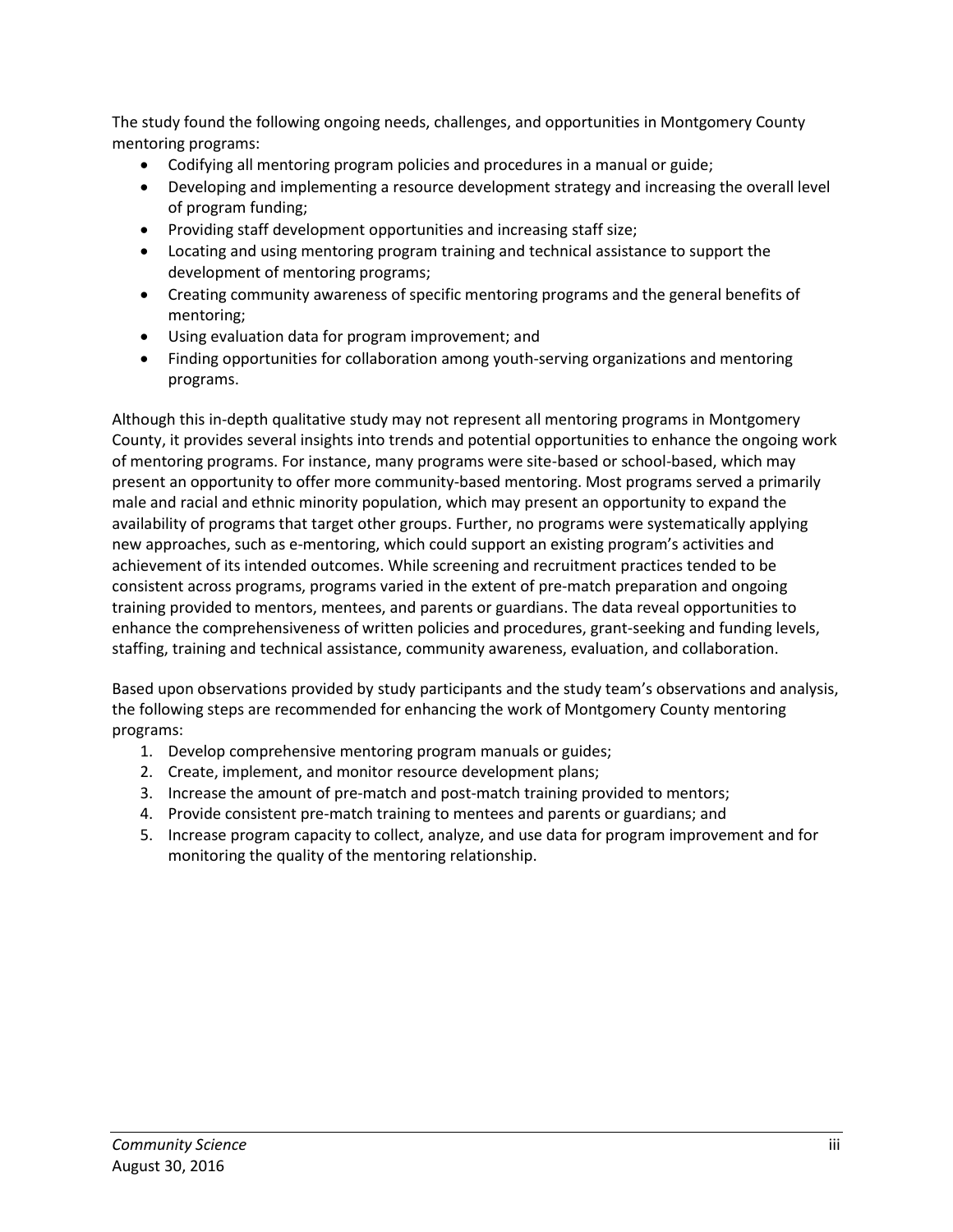The study found the following ongoing needs, challenges, and opportunities in Montgomery County mentoring programs:

- Codifying all mentoring program policies and procedures in a manual or guide;
- Developing and implementing a resource development strategy and increasing the overall level of program funding;
- Providing staff development opportunities and increasing staff size;
- Locating and using mentoring program training and technical assistance to support the development of mentoring programs;
- Creating community awareness of specific mentoring programs and the general benefits of mentoring;
- Using evaluation data for program improvement; and
- Finding opportunities for collaboration among youth-serving organizations and mentoring programs.

Although this in-depth qualitative study may not represent all mentoring programs in Montgomery County, it provides several insights into trends and potential opportunities to enhance the ongoing work of mentoring programs. For instance, many programs were site-based or school-based, which may present an opportunity to offer more community-based mentoring. Most programs served a primarily male and racial and ethnic minority population, which may present an opportunity to expand the availability of programs that target other groups. Further, no programs were systematically applying new approaches, such as e-mentoring, which could support an existing program's activities and achievement of its intended outcomes. While screening and recruitment practices tended to be consistent across programs, programs varied in the extent of pre-match preparation and ongoing training provided to mentors, mentees, and parents or guardians. The data reveal opportunities to enhance the comprehensiveness of written policies and procedures, grant-seeking and funding levels, staffing, training and technical assistance, community awareness, evaluation, and collaboration.

Based upon observations provided by study participants and the study team's observations and analysis, the following steps are recommended for enhancing the work of Montgomery County mentoring programs:

1. Develop comprehensive mentoring program manuals or guides;
2. Create, implement, and monitor resource development plans;
3. Increase the amount of pre-match and post-match training provided to mentors;
4. Provide consistent pre-match training to mentees and parents or guardians; and
5. Increase program capacity to collect, analyze, and use data for program improvement and for monitoring the quality of the mentoring relationship.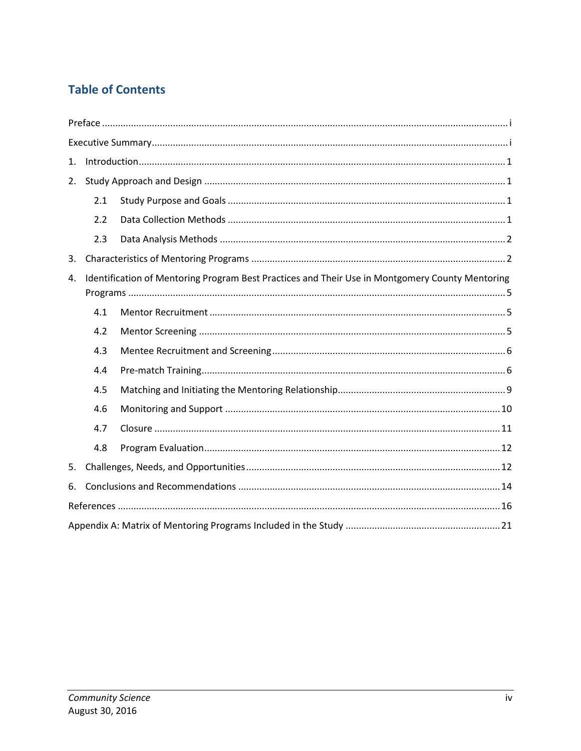## Table of Contents

Preface ........................................................................................................................................ i

Executive Summary ...................................................................................................................... i

1. Introduction ........................................................................................................................... 1

2. Study Approach and Design ................................................................................................... 1

   2.1 Study Purpose and Goals ................................................................................................ 1

   2.2 Data Collection Methods ................................................................................................ 1

   2.3 Data Analysis Methods ................................................................................................... 2

3. Characteristics of Mentoring Programs ................................................................................ 2

4. Identification of Mentoring Program Best Practices and Their Use in Montgomery County Mentoring Programs .............................................................................................................................. 5

   4.1 Mentor Recruitment ....................................................................................................... 5

   4.2 Mentor Screening ............................................................................................................ 5

   4.3 Mentee Recruitment and Screening ................................................................................ 6

   4.4 Pre-match Training .......................................................................................................... 6

   4.5 Matching and Initiating the Mentoring Relationship ....................................................... 9

   4.6 Monitoring and Support ................................................................................................. 10

   4.7 Closure ........................................................................................................................... 11

   4.8 Program Evaluation ........................................................................................................ 12

5. Challenges, Needs, and Opportunities .................................................................................. 12

6. Conclusions and Recommendations ..................................................................................... 14

References .................................................................................................................................. 16

Appendix A: Matrix of Mentoring Programs Included in the Study ............................................ 21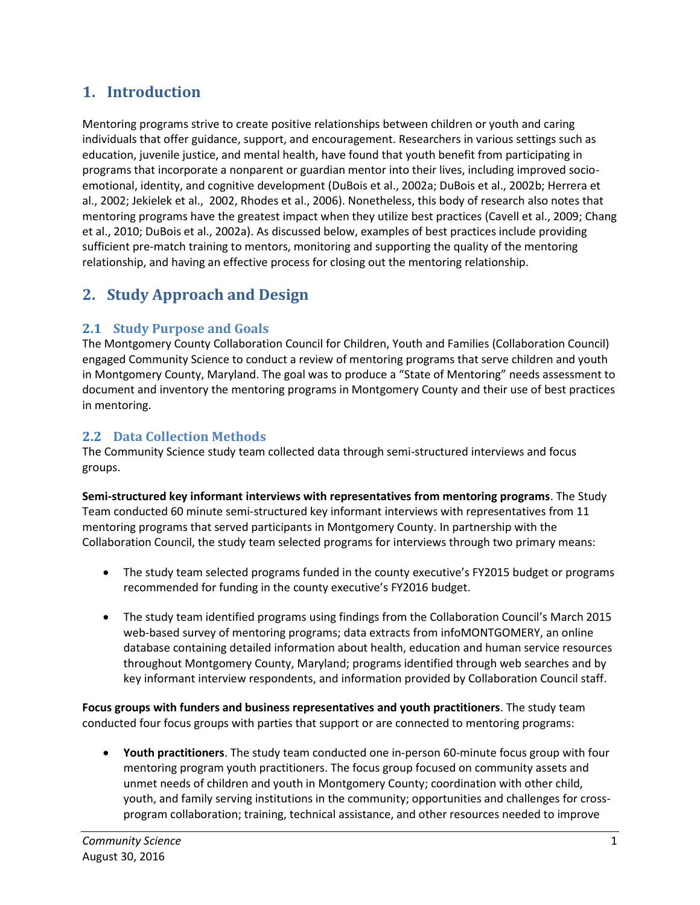# 1. Introduction

Mentoring programs strive to create positive relationships between children or youth and caring individuals that offer guidance, support, and encouragement. Researchers in various settings such as education, juvenile justice, and mental health, have found that youth benefit from participating in programs that incorporate a nonparent or guardian mentor into their lives, including improved socio-emotional, identity, and cognitive development (DuBois et al., 2002a; DuBois et al., 2002b; Herrera et al., 2002; Jekielek et al., 2002, Rhodes et al., 2006). Nonetheless, this body of research also notes that mentoring programs have the greatest impact when they utilize best practices (Cavell et al., 2009; Chang et al., 2010; DuBois et al., 2002a). As discussed below, examples of best practices include providing sufficient pre-match training to mentors, monitoring and supporting the quality of the mentoring relationship, and having an effective process for closing out the mentoring relationship.

# 2. Study Approach and Design

## 2.1 Study Purpose and Goals

The Montgomery County Collaboration Council for Children, Youth and Families (Collaboration Council) engaged Community Science to conduct a review of mentoring programs that serve children and youth in Montgomery County, Maryland. The goal was to produce a "State of Mentoring" needs assessment to document and inventory the mentoring programs in Montgomery County and their use of best practices in mentoring.

## 2.2 Data Collection Methods

The Community Science study team collected data through semi-structured interviews and focus groups.

**Semi-structured key informant interviews with representatives from mentoring programs**. The Study Team conducted 60 minute semi-structured key informant interviews with representatives from 11 mentoring programs that served participants in Montgomery County. In partnership with the Collaboration Council, the study team selected programs for interviews through two primary means:

- The study team selected programs funded in the county executive's FY2015 budget or programs recommended for funding in the county executive's FY2016 budget.
- The study team identified programs using findings from the Collaboration Council's March 2015 web-based survey of mentoring programs; data extracts from infoMONTGOMERY, an online database containing detailed information about health, education and human service resources throughout Montgomery County, Maryland; programs identified through web searches and by key informant interview respondents, and information provided by Collaboration Council staff.

**Focus groups with funders and business representatives and youth practitioners**. The study team conducted four focus groups with parties that support or are connected to mentoring programs:

- **Youth practitioners**. The study team conducted one in-person 60-minute focus group with four mentoring program youth practitioners. The focus group focused on community assets and unmet needs of children and youth in Montgomery County; coordination with other child, youth, and family serving institutions in the community; opportunities and challenges for cross-program collaboration; training, technical assistance, and other resources needed to improve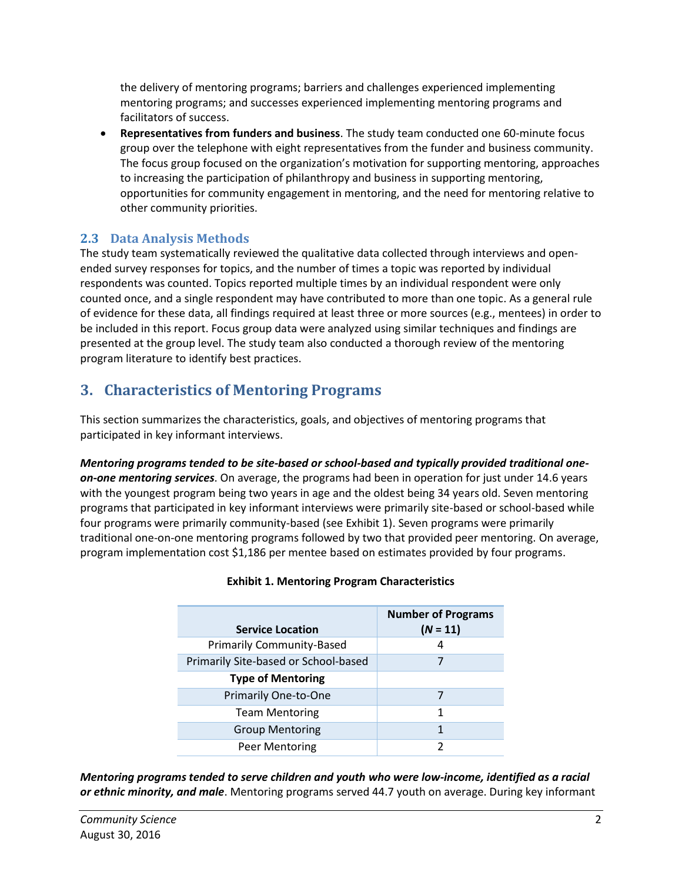the delivery of mentoring programs; barriers and challenges experienced implementing mentoring programs; and successes experienced implementing mentoring programs and facilitators of success.

- **Representatives from funders and business**. The study team conducted one 60-minute focus group over the telephone with eight representatives from the funder and business community. The focus group focused on the organization's motivation for supporting mentoring, approaches to increasing the participation of philanthropy and business in supporting mentoring, opportunities for community engagement in mentoring, and the need for mentoring relative to other community priorities.

### 2.3 Data Analysis Methods

The study team systematically reviewed the qualitative data collected through interviews and open-ended survey responses for topics, and the number of times a topic was reported by individual respondents was counted. Topics reported multiple times by an individual respondent were only counted once, and a single respondent may have contributed to more than one topic. As a general rule of evidence for these data, all findings required at least three or more sources (e.g., mentees) in order to be included in this report. Focus group data were analyzed using similar techniques and findings are presented at the group level. The study team also conducted a thorough review of the mentoring program literature to identify best practices.

## 3. Characteristics of Mentoring Programs

This section summarizes the characteristics, goals, and objectives of mentoring programs that participated in key informant interviews.

***Mentoring programs tended to be site-based or school-based and typically provided traditional one-on-one mentoring services***. On average, the programs had been in operation for just under 14.6 years with the youngest program being two years in age and the oldest being 34 years old. Seven mentoring programs that participated in key informant interviews were primarily site-based or school-based while four programs were primarily community-based (see Exhibit 1). Seven programs were primarily traditional one-on-one mentoring programs followed by two that provided peer mentoring. On average, program implementation cost $1,186 per mentee based on estimates provided by four programs.

**Exhibit 1. Mentoring Program Characteristics**

| Service Location | Number of Programs ($N$ = 11) |
|---|---|
| Primarily Community-Based | 4 |
| Primarily Site-based or School-based | 7 |
| **Type of Mentoring** | |
| Primarily One-to-One | 7 |
| Team Mentoring | 1 |
| Group Mentoring | 1 |
| Peer Mentoring | 2 |

***Mentoring programs tended to serve children and youth who were low-income, identified as a racial or ethnic minority, and male***. Mentoring programs served 44.7 youth on average. During key informant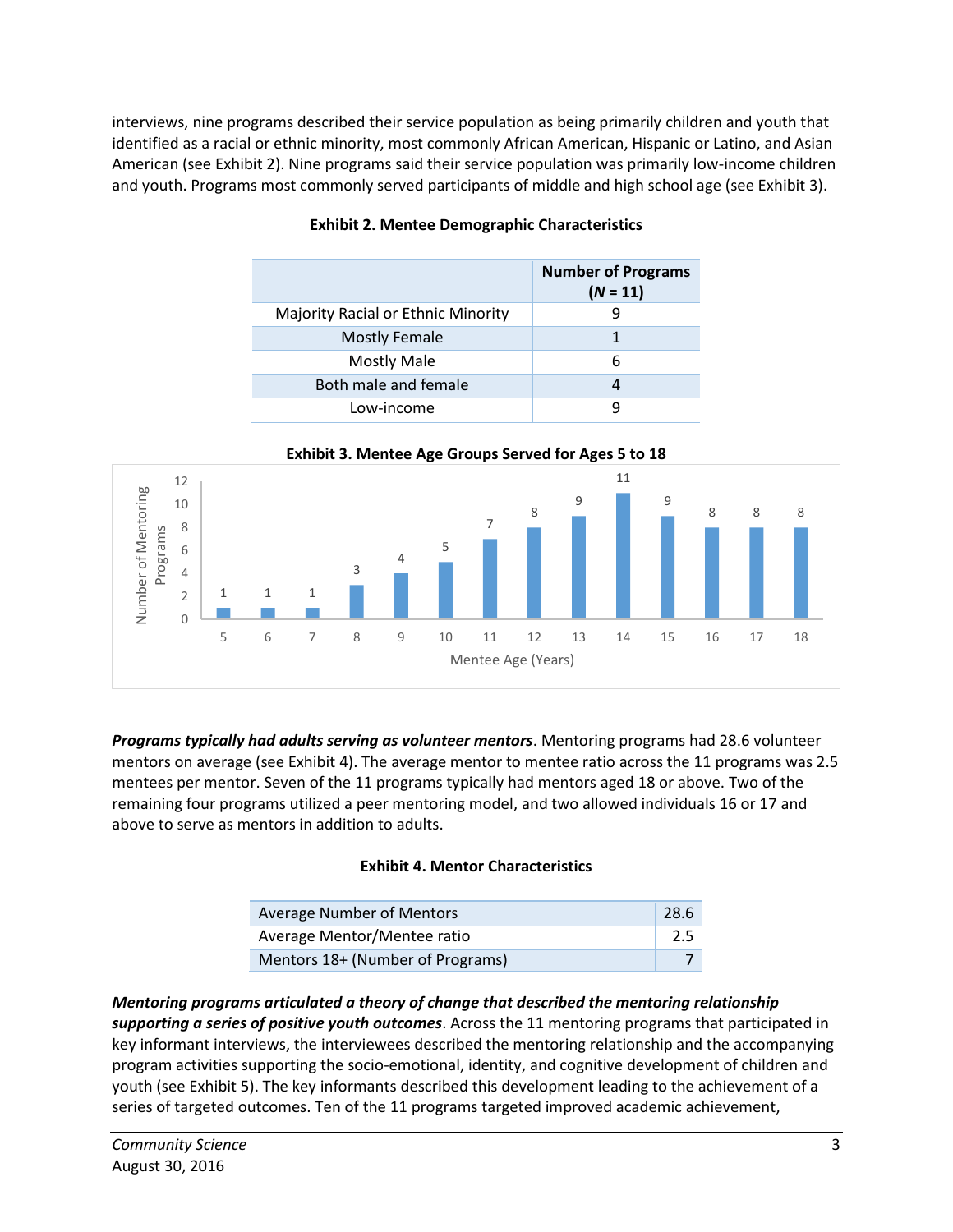interviews, nine programs described their service population as being primarily children and youth that identified as a racial or ethnic minority, most commonly African American, Hispanic or Latino, and Asian American (see Exhibit 2). Nine programs said their service population was primarily low-income children and youth. Programs most commonly served participants of middle and high school age (see Exhibit 3).

**Exhibit 2. Mentee Demographic Characteristics**

| | Number of Programs (*N* = 11) |
|---|---|
| Majority Racial or Ethnic Minority | 9 |
| Mostly Female | 1 |
| Mostly Male | 6 |
| Both male and female | 4 |
| Low-income | 9 |

**Exhibit 3. Mentee Age Groups Served for Ages 5 to 18**

| Mentee Age (Years) | Number of Mentoring Programs |
|---|---|
| 5 | 1 |
| 6 | 1 |
| 7 | 1 |
| 8 | 3 |
| 9 | 4 |
| 10 | 5 |
| 11 | 7 |
| 12 | 8 |
| 13 | 9 |
| 14 | 11 |
| 15 | 9 |
| 16 | 8 |
| 17 | 8 |
| 18 | 8 |

***Programs typically had adults serving as volunteer mentors***. Mentoring programs had 28.6 volunteer mentors on average (see Exhibit 4). The average mentor to mentee ratio across the 11 programs was 2.5 mentees per mentor. Seven of the 11 programs typically had mentors aged 18 or above. Two of the remaining four programs utilized a peer mentoring model, and two allowed individuals 16 or 17 and above to serve as mentors in addition to adults.

**Exhibit 4. Mentor Characteristics**

| | |
|---|---|
| Average Number of Mentors | 28.6 |
| Average Mentor/Mentee ratio | 2.5 |
| Mentors 18+ (Number of Programs) | 7 |

***Mentoring programs articulated a theory of change that described the mentoring relationship supporting a series of positive youth outcomes***. Across the 11 mentoring programs that participated in key informant interviews, the interviewees described the mentoring relationship and the accompanying program activities supporting the socio-emotional, identity, and cognitive development of children and youth (see Exhibit 5). The key informants described this development leading to the achievement of a series of targeted outcomes. Ten of the 11 programs targeted improved academic achievement,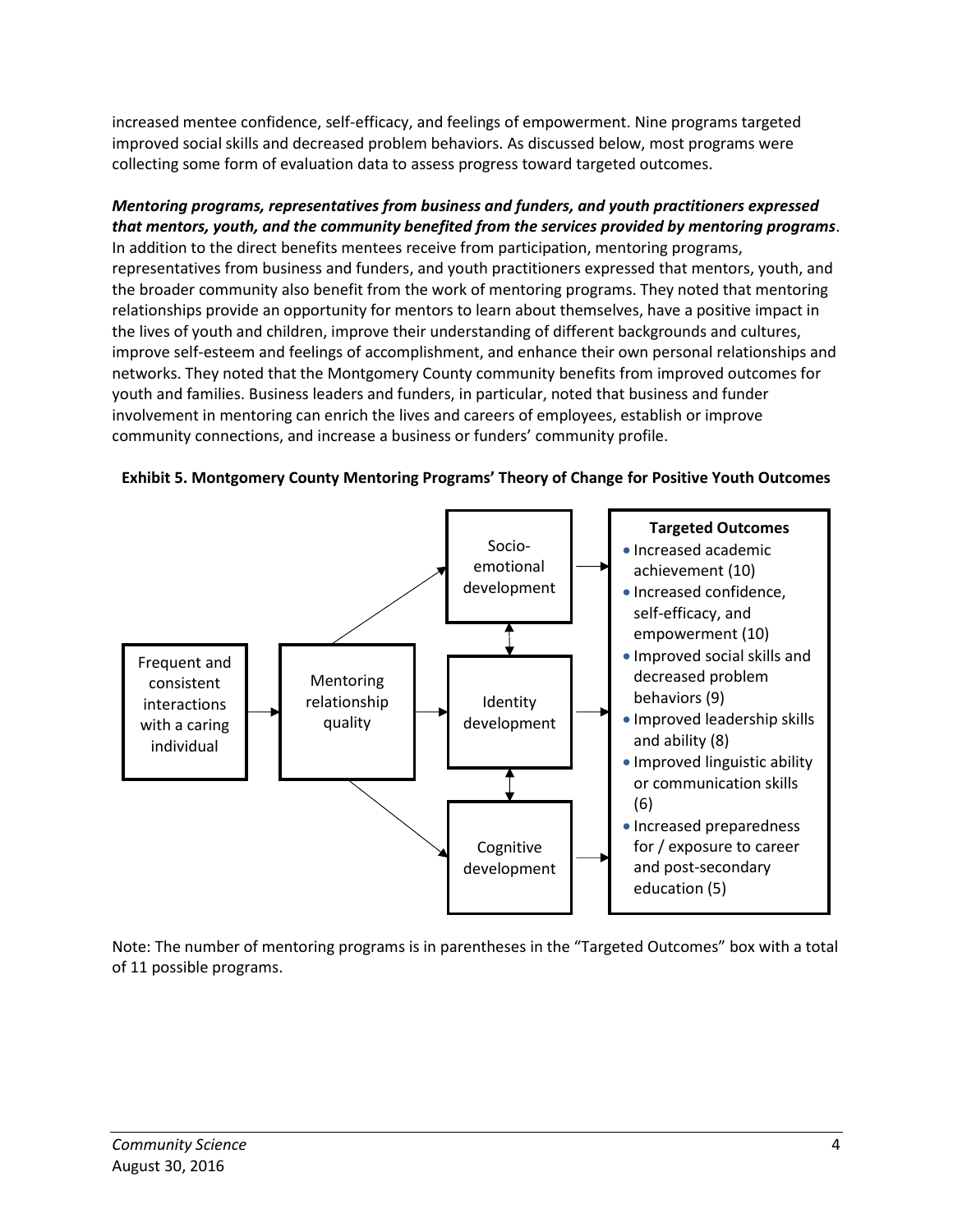increased mentee confidence, self-efficacy, and feelings of empowerment. Nine programs targeted improved social skills and decreased problem behaviors. As discussed below, most programs were collecting some form of evaluation data to assess progress toward targeted outcomes.

***Mentoring programs, representatives from business and funders, and youth practitioners expressed that mentors, youth, and the community benefited from the services provided by mentoring programs***. In addition to the direct benefits mentees receive from participation, mentoring programs, representatives from business and funders, and youth practitioners expressed that mentors, youth, and the broader community also benefit from the work of mentoring programs. They noted that mentoring relationships provide an opportunity for mentors to learn about themselves, have a positive impact in the lives of youth and children, improve their understanding of different backgrounds and cultures, improve self-esteem and feelings of accomplishment, and enhance their own personal relationships and networks. They noted that the Montgomery County community benefits from improved outcomes for youth and families. Business leaders and funders, in particular, noted that business and funder involvement in mentoring can enrich the lives and careers of employees, establish or improve community connections, and increase a business or funders' community profile.

**Exhibit 5. Montgomery County Mentoring Programs' Theory of Change for Positive Youth Outcomes**

Frequent and consistent interactions with a caring individual → Mentoring relationship quality → Socio-emotional development / Identity development / Cognitive development → Targeted Outcomes

**Targeted Outcomes**

- Increased academic achievement (10)
- Increased confidence, self-efficacy, and empowerment (10)
- Improved social skills and decreased problem behaviors (9)
- Improved leadership skills and ability (8)
- Improved linguistic ability or communication skills (6)
- Increased preparedness for / exposure to career and post-secondary education (5)

Note: The number of mentoring programs is in parentheses in the "Targeted Outcomes" box with a total of 11 possible programs.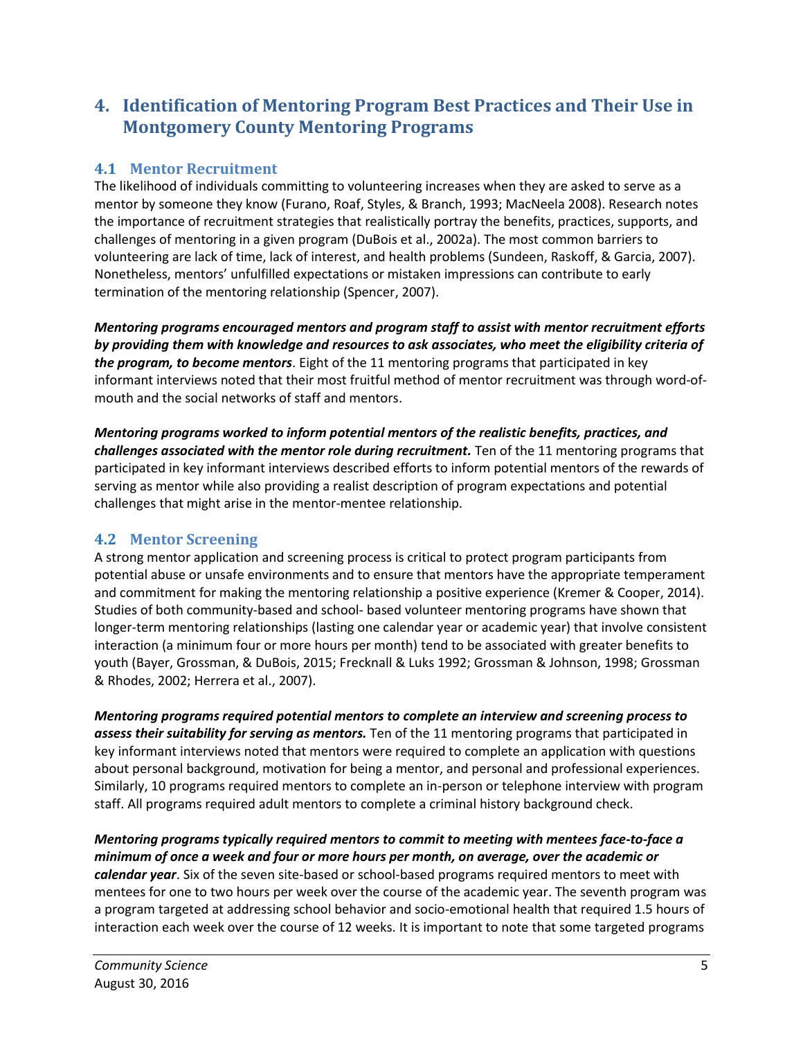## 4. Identification of Mentoring Program Best Practices and Their Use in Montgomery County Mentoring Programs

### 4.1 Mentor Recruitment

The likelihood of individuals committing to volunteering increases when they are asked to serve as a mentor by someone they know (Furano, Roaf, Styles, & Branch, 1993; MacNeela 2008). Research notes the importance of recruitment strategies that realistically portray the benefits, practices, supports, and challenges of mentoring in a given program (DuBois et al., 2002a). The most common barriers to volunteering are lack of time, lack of interest, and health problems (Sundeen, Raskoff, & Garcia, 2007). Nonetheless, mentors' unfulfilled expectations or mistaken impressions can contribute to early termination of the mentoring relationship (Spencer, 2007).

***Mentoring programs encouraged mentors and program staff to assist with mentor recruitment efforts by providing them with knowledge and resources to ask associates, who meet the eligibility criteria of the program, to become mentors***. Eight of the 11 mentoring programs that participated in key informant interviews noted that their most fruitful method of mentor recruitment was through word-of-mouth and the social networks of staff and mentors.

***Mentoring programs worked to inform potential mentors of the realistic benefits, practices, and challenges associated with the mentor role during recruitment.*** Ten of the 11 mentoring programs that participated in key informant interviews described efforts to inform potential mentors of the rewards of serving as mentor while also providing a realist description of program expectations and potential challenges that might arise in the mentor-mentee relationship.

### 4.2 Mentor Screening

A strong mentor application and screening process is critical to protect program participants from potential abuse or unsafe environments and to ensure that mentors have the appropriate temperament and commitment for making the mentoring relationship a positive experience (Kremer & Cooper, 2014). Studies of both community-based and school- based volunteer mentoring programs have shown that longer-term mentoring relationships (lasting one calendar year or academic year) that involve consistent interaction (a minimum four or more hours per month) tend to be associated with greater benefits to youth (Bayer, Grossman, & DuBois, 2015; Frecknall & Luks 1992; Grossman & Johnson, 1998; Grossman & Rhodes, 2002; Herrera et al., 2007).

***Mentoring programs required potential mentors to complete an interview and screening process to assess their suitability for serving as mentors.*** Ten of the 11 mentoring programs that participated in key informant interviews noted that mentors were required to complete an application with questions about personal background, motivation for being a mentor, and personal and professional experiences. Similarly, 10 programs required mentors to complete an in-person or telephone interview with program staff. All programs required adult mentors to complete a criminal history background check.

***Mentoring programs typically required mentors to commit to meeting with mentees face-to-face a minimum of once a week and four or more hours per month, on average, over the academic or calendar year***. Six of the seven site-based or school-based programs required mentors to meet with mentees for one to two hours per week over the course of the academic year. The seventh program was a program targeted at addressing school behavior and socio-emotional health that required 1.5 hours of interaction each week over the course of 12 weeks. It is important to note that some targeted programs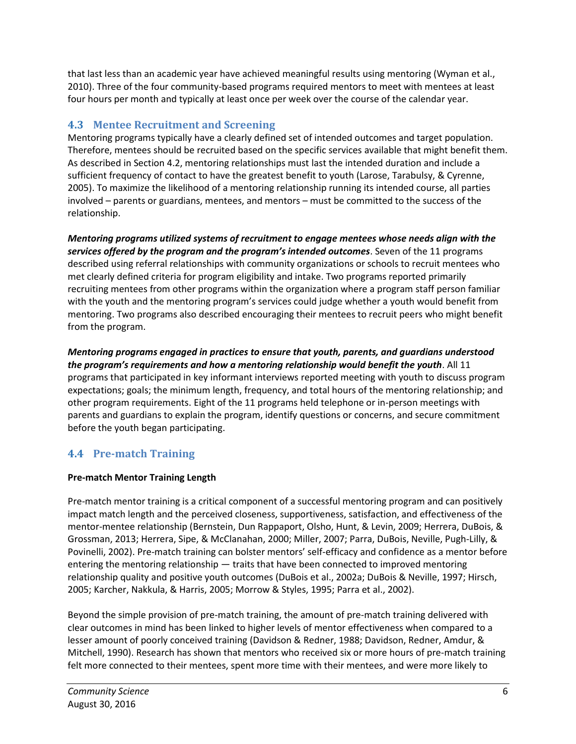that last less than an academic year have achieved meaningful results using mentoring (Wyman et al., 2010). Three of the four community-based programs required mentors to meet with mentees at least four hours per month and typically at least once per week over the course of the calendar year.

## 4.3 Mentee Recruitment and Screening

Mentoring programs typically have a clearly defined set of intended outcomes and target population. Therefore, mentees should be recruited based on the specific services available that might benefit them. As described in Section 4.2, mentoring relationships must last the intended duration and include a sufficient frequency of contact to have the greatest benefit to youth (Larose, Tarabulsy, & Cyrenne, 2005). To maximize the likelihood of a mentoring relationship running its intended course, all parties involved – parents or guardians, mentees, and mentors – must be committed to the success of the relationship.

***Mentoring programs utilized systems of recruitment to engage mentees whose needs align with the services offered by the program and the program's intended outcomes***. Seven of the 11 programs described using referral relationships with community organizations or schools to recruit mentees who met clearly defined criteria for program eligibility and intake. Two programs reported primarily recruiting mentees from other programs within the organization where a program staff person familiar with the youth and the mentoring program's services could judge whether a youth would benefit from mentoring. Two programs also described encouraging their mentees to recruit peers who might benefit from the program.

***Mentoring programs engaged in practices to ensure that youth, parents, and guardians understood the program's requirements and how a mentoring relationship would benefit the youth***. All 11 programs that participated in key informant interviews reported meeting with youth to discuss program expectations; goals; the minimum length, frequency, and total hours of the mentoring relationship; and other program requirements. Eight of the 11 programs held telephone or in-person meetings with parents and guardians to explain the program, identify questions or concerns, and secure commitment before the youth began participating.

## 4.4 Pre-match Training

**Pre-match Mentor Training Length**

Pre-match mentor training is a critical component of a successful mentoring program and can positively impact match length and the perceived closeness, supportiveness, satisfaction, and effectiveness of the mentor-mentee relationship (Bernstein, Dun Rappaport, Olsho, Hunt, & Levin, 2009; Herrera, DuBois, & Grossman, 2013; Herrera, Sipe, & McClanahan, 2000; Miller, 2007; Parra, DuBois, Neville, Pugh-Lilly, & Povinelli, 2002). Pre-match training can bolster mentors' self-efficacy and confidence as a mentor before entering the mentoring relationship — traits that have been connected to improved mentoring relationship quality and positive youth outcomes (DuBois et al., 2002a; DuBois & Neville, 1997; Hirsch, 2005; Karcher, Nakkula, & Harris, 2005; Morrow & Styles, 1995; Parra et al., 2002).

Beyond the simple provision of pre-match training, the amount of pre-match training delivered with clear outcomes in mind has been linked to higher levels of mentor effectiveness when compared to a lesser amount of poorly conceived training (Davidson & Redner, 1988; Davidson, Redner, Amdur, & Mitchell, 1990). Research has shown that mentors who received six or more hours of pre-match training felt more connected to their mentees, spent more time with their mentees, and were more likely to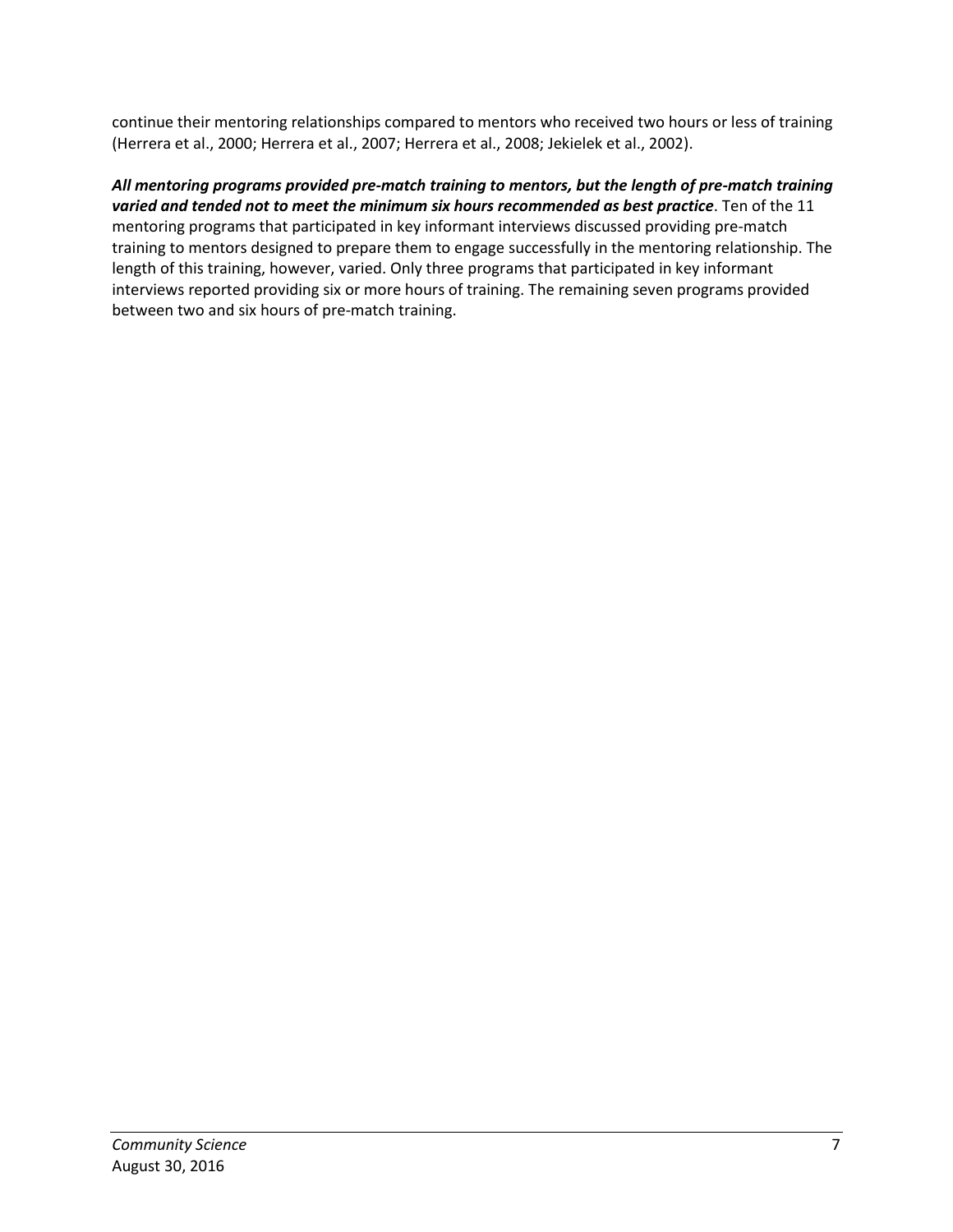continue their mentoring relationships compared to mentors who received two hours or less of training (Herrera et al., 2000; Herrera et al., 2007; Herrera et al., 2008; Jekielek et al., 2002).

***All mentoring programs provided pre-match training to mentors, but the length of pre-match training varied and tended not to meet the minimum six hours recommended as best practice***. Ten of the 11 mentoring programs that participated in key informant interviews discussed providing pre-match training to mentors designed to prepare them to engage successfully in the mentoring relationship. The length of this training, however, varied. Only three programs that participated in key informant interviews reported providing six or more hours of training. The remaining seven programs provided between two and six hours of pre-match training.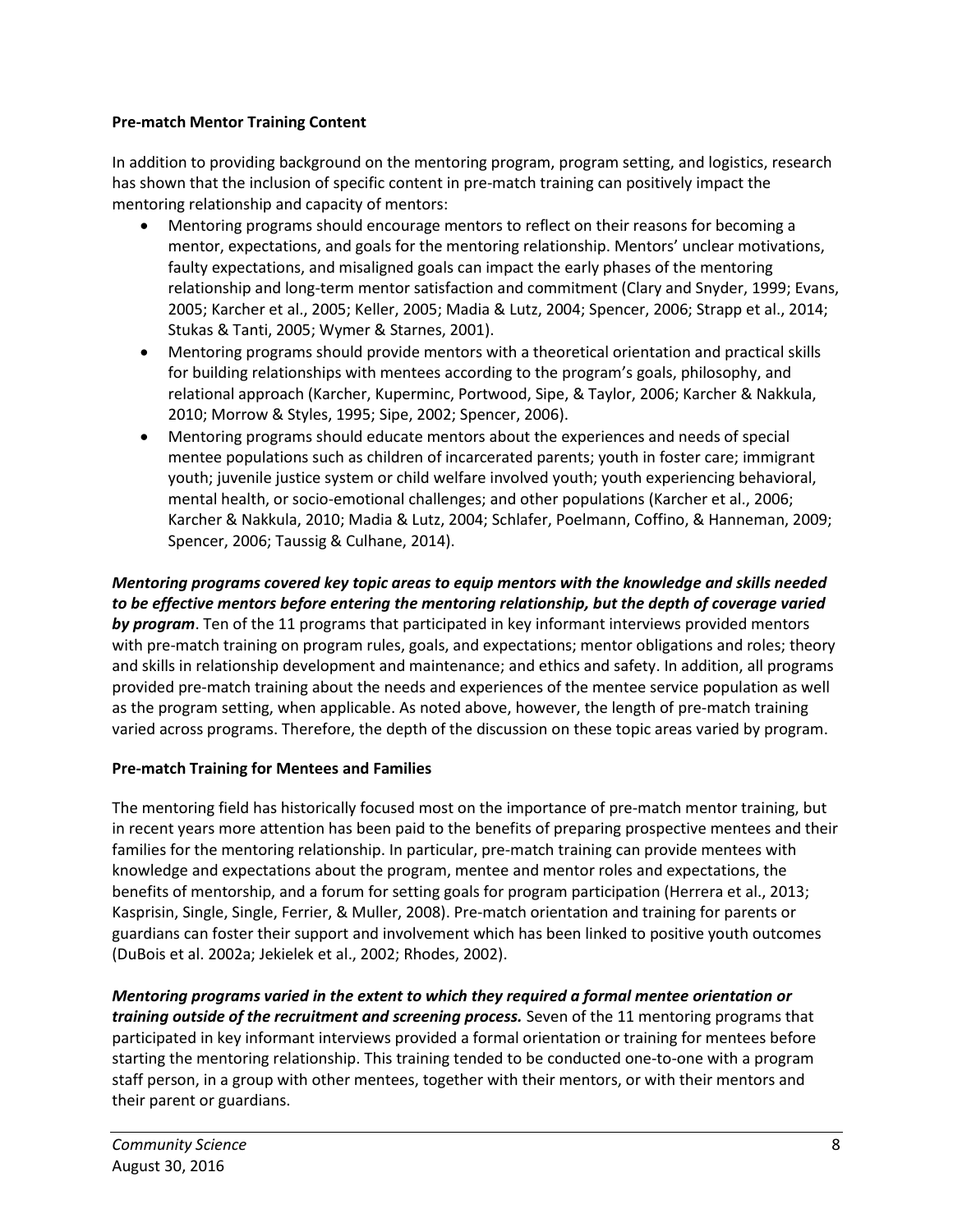**Pre-match Mentor Training Content**

In addition to providing background on the mentoring program, program setting, and logistics, research has shown that the inclusion of specific content in pre-match training can positively impact the mentoring relationship and capacity of mentors:

- Mentoring programs should encourage mentors to reflect on their reasons for becoming a mentor, expectations, and goals for the mentoring relationship. Mentors' unclear motivations, faulty expectations, and misaligned goals can impact the early phases of the mentoring relationship and long-term mentor satisfaction and commitment (Clary and Snyder, 1999; Evans, 2005; Karcher et al., 2005; Keller, 2005; Madia & Lutz, 2004; Spencer, 2006; Strapp et al., 2014; Stukas & Tanti, 2005; Wymer & Starnes, 2001).
- Mentoring programs should provide mentors with a theoretical orientation and practical skills for building relationships with mentees according to the program's goals, philosophy, and relational approach (Karcher, Kuperminc, Portwood, Sipe, & Taylor, 2006; Karcher & Nakkula, 2010; Morrow & Styles, 1995; Sipe, 2002; Spencer, 2006).
- Mentoring programs should educate mentors about the experiences and needs of special mentee populations such as children of incarcerated parents; youth in foster care; immigrant youth; juvenile justice system or child welfare involved youth; youth experiencing behavioral, mental health, or socio-emotional challenges; and other populations (Karcher et al., 2006; Karcher & Nakkula, 2010; Madia & Lutz, 2004; Schlafer, Poelmann, Coffino, & Hanneman, 2009; Spencer, 2006; Taussig & Culhane, 2014).

***Mentoring programs covered key topic areas to equip mentors with the knowledge and skills needed to be effective mentors before entering the mentoring relationship, but the depth of coverage varied by program***. Ten of the 11 programs that participated in key informant interviews provided mentors with pre-match training on program rules, goals, and expectations; mentor obligations and roles; theory and skills in relationship development and maintenance; and ethics and safety. In addition, all programs provided pre-match training about the needs and experiences of the mentee service population as well as the program setting, when applicable. As noted above, however, the length of pre-match training varied across programs. Therefore, the depth of the discussion on these topic areas varied by program.

**Pre-match Training for Mentees and Families**

The mentoring field has historically focused most on the importance of pre-match mentor training, but in recent years more attention has been paid to the benefits of preparing prospective mentees and their families for the mentoring relationship. In particular, pre-match training can provide mentees with knowledge and expectations about the program, mentee and mentor roles and expectations, the benefits of mentorship, and a forum for setting goals for program participation (Herrera et al., 2013; Kasprisin, Single, Single, Ferrier, & Muller, 2008). Pre-match orientation and training for parents or guardians can foster their support and involvement which has been linked to positive youth outcomes (DuBois et al. 2002a; Jekielek et al., 2002; Rhodes, 2002).

***Mentoring programs varied in the extent to which they required a formal mentee orientation or training outside of the recruitment and screening process.*** Seven of the 11 mentoring programs that participated in key informant interviews provided a formal orientation or training for mentees before starting the mentoring relationship. This training tended to be conducted one-to-one with a program staff person, in a group with other mentees, together with their mentors, or with their mentors and their parent or guardians.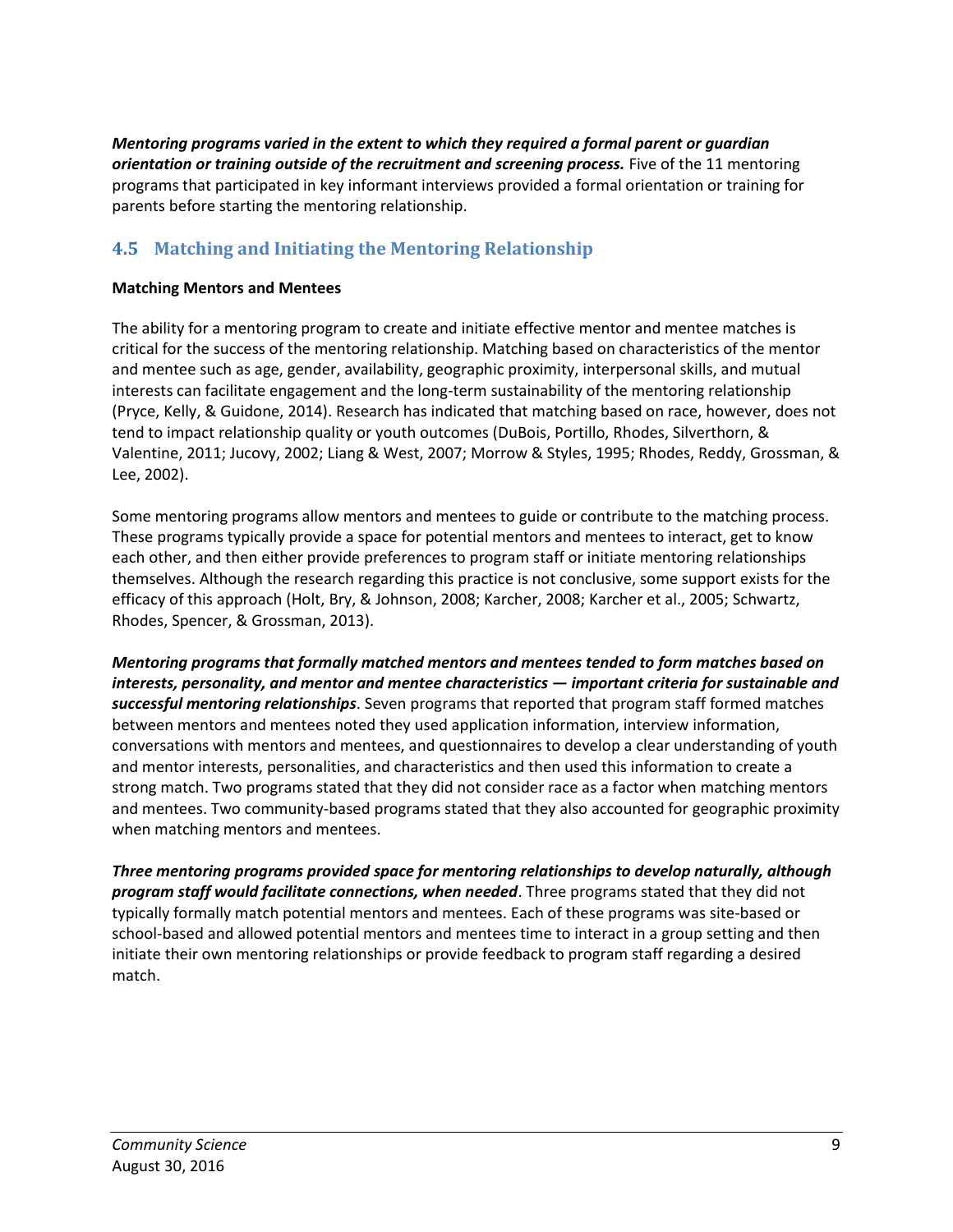***Mentoring programs varied in the extent to which they required a formal parent or guardian orientation or training outside of the recruitment and screening process.*** Five of the 11 mentoring programs that participated in key informant interviews provided a formal orientation or training for parents before starting the mentoring relationship.

## 4.5 Matching and Initiating the Mentoring Relationship

**Matching Mentors and Mentees**

The ability for a mentoring program to create and initiate effective mentor and mentee matches is critical for the success of the mentoring relationship. Matching based on characteristics of the mentor and mentee such as age, gender, availability, geographic proximity, interpersonal skills, and mutual interests can facilitate engagement and the long-term sustainability of the mentoring relationship (Pryce, Kelly, & Guidone, 2014). Research has indicated that matching based on race, however, does not tend to impact relationship quality or youth outcomes (DuBois, Portillo, Rhodes, Silverthorn, & Valentine, 2011; Jucovy, 2002; Liang & West, 2007; Morrow & Styles, 1995; Rhodes, Reddy, Grossman, & Lee, 2002).

Some mentoring programs allow mentors and mentees to guide or contribute to the matching process. These programs typically provide a space for potential mentors and mentees to interact, get to know each other, and then either provide preferences to program staff or initiate mentoring relationships themselves. Although the research regarding this practice is not conclusive, some support exists for the efficacy of this approach (Holt, Bry, & Johnson, 2008; Karcher, 2008; Karcher et al., 2005; Schwartz, Rhodes, Spencer, & Grossman, 2013).

***Mentoring programs that formally matched mentors and mentees tended to form matches based on interests, personality, and mentor and mentee characteristics — important criteria for sustainable and successful mentoring relationships***. Seven programs that reported that program staff formed matches between mentors and mentees noted they used application information, interview information, conversations with mentors and mentees, and questionnaires to develop a clear understanding of youth and mentor interests, personalities, and characteristics and then used this information to create a strong match. Two programs stated that they did not consider race as a factor when matching mentors and mentees. Two community-based programs stated that they also accounted for geographic proximity when matching mentors and mentees.

***Three mentoring programs provided space for mentoring relationships to develop naturally, although program staff would facilitate connections, when needed***. Three programs stated that they did not typically formally match potential mentors and mentees. Each of these programs was site-based or school-based and allowed potential mentors and mentees time to interact in a group setting and then initiate their own mentoring relationships or provide feedback to program staff regarding a desired match.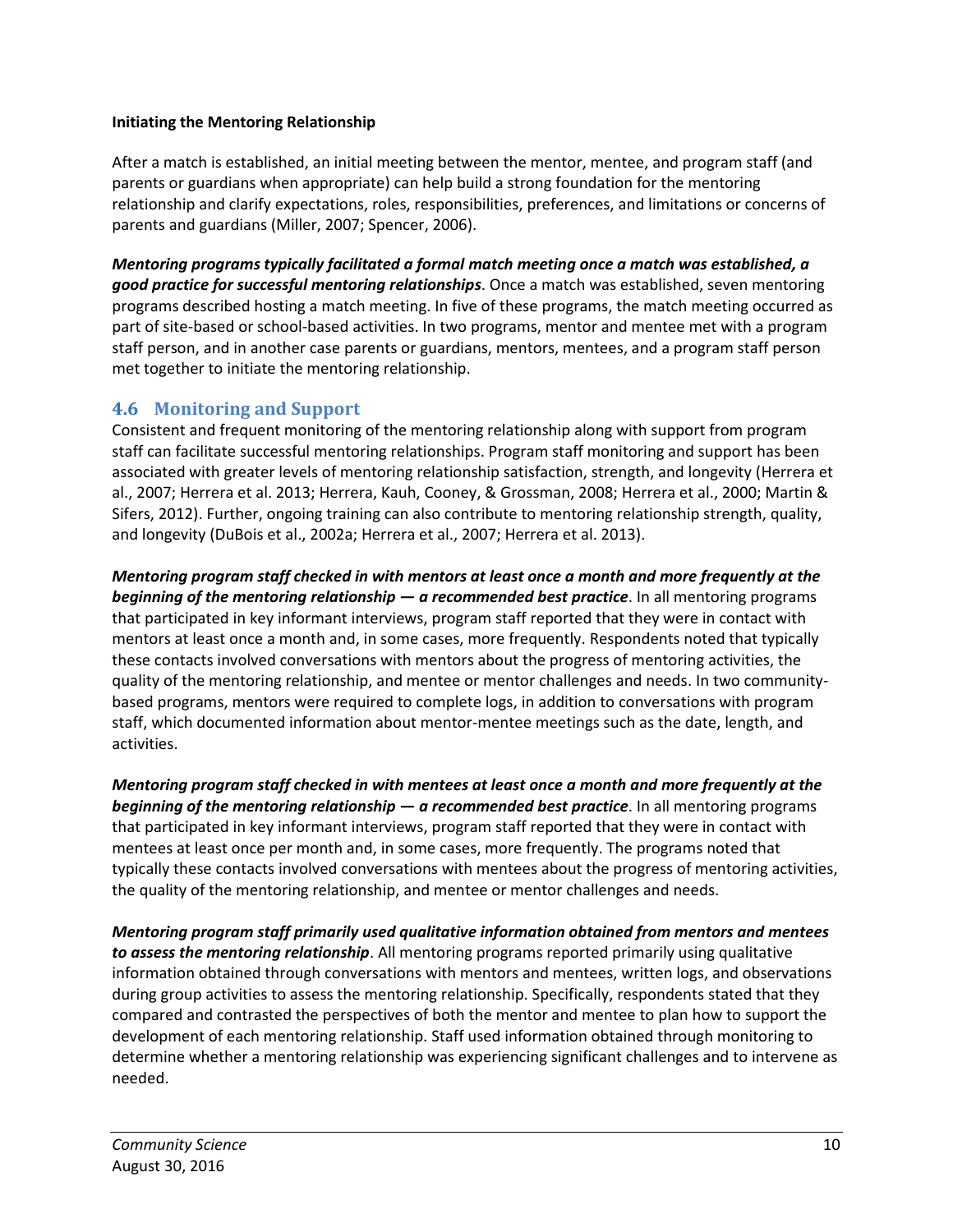**Initiating the Mentoring Relationship**

After a match is established, an initial meeting between the mentor, mentee, and program staff (and parents or guardians when appropriate) can help build a strong foundation for the mentoring relationship and clarify expectations, roles, responsibilities, preferences, and limitations or concerns of parents and guardians (Miller, 2007; Spencer, 2006).

***Mentoring programs typically facilitated a formal match meeting once a match was established, a good practice for successful mentoring relationships***. Once a match was established, seven mentoring programs described hosting a match meeting. In five of these programs, the match meeting occurred as part of site-based or school-based activities. In two programs, mentor and mentee met with a program staff person, and in another case parents or guardians, mentors, mentees, and a program staff person met together to initiate the mentoring relationship.

## 4.6 Monitoring and Support

Consistent and frequent monitoring of the mentoring relationship along with support from program staff can facilitate successful mentoring relationships. Program staff monitoring and support has been associated with greater levels of mentoring relationship satisfaction, strength, and longevity (Herrera et al., 2007; Herrera et al. 2013; Herrera, Kauh, Cooney, & Grossman, 2008; Herrera et al., 2000; Martin & Sifers, 2012). Further, ongoing training can also contribute to mentoring relationship strength, quality, and longevity (DuBois et al., 2002a; Herrera et al., 2007; Herrera et al. 2013).

***Mentoring program staff checked in with mentors at least once a month and more frequently at the beginning of the mentoring relationship — a recommended best practice***. In all mentoring programs that participated in key informant interviews, program staff reported that they were in contact with mentors at least once a month and, in some cases, more frequently. Respondents noted that typically these contacts involved conversations with mentors about the progress of mentoring activities, the quality of the mentoring relationship, and mentee or mentor challenges and needs. In two community-based programs, mentors were required to complete logs, in addition to conversations with program staff, which documented information about mentor-mentee meetings such as the date, length, and activities.

***Mentoring program staff checked in with mentees at least once a month and more frequently at the beginning of the mentoring relationship — a recommended best practice***. In all mentoring programs that participated in key informant interviews, program staff reported that they were in contact with mentees at least once per month and, in some cases, more frequently. The programs noted that typically these contacts involved conversations with mentees about the progress of mentoring activities, the quality of the mentoring relationship, and mentee or mentor challenges and needs.

***Mentoring program staff primarily used qualitative information obtained from mentors and mentees to assess the mentoring relationship***. All mentoring programs reported primarily using qualitative information obtained through conversations with mentors and mentees, written logs, and observations during group activities to assess the mentoring relationship. Specifically, respondents stated that they compared and contrasted the perspectives of both the mentor and mentee to plan how to support the development of each mentoring relationship. Staff used information obtained through monitoring to determine whether a mentoring relationship was experiencing significant challenges and to intervene as needed.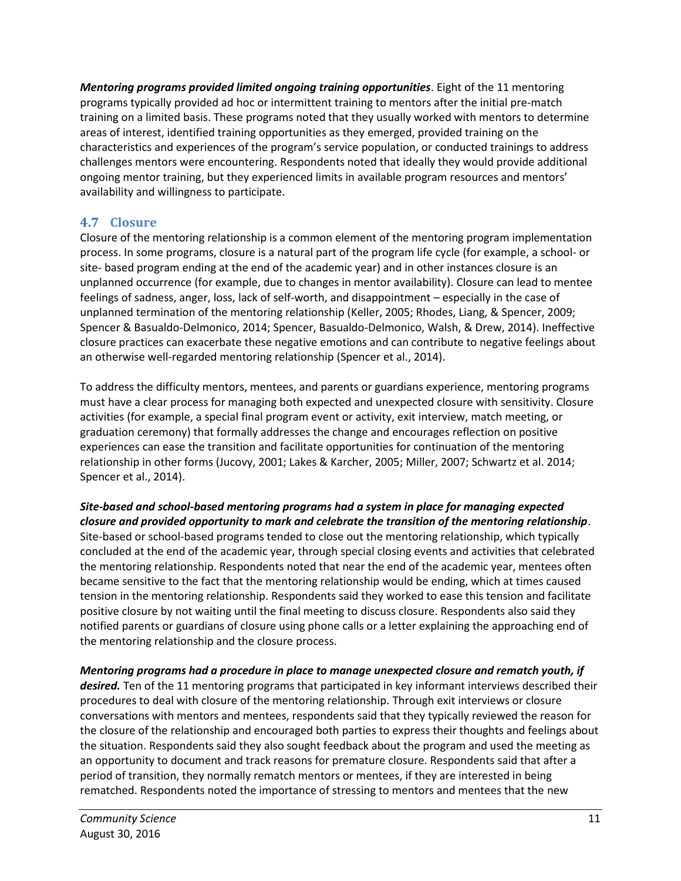***Mentoring programs provided limited ongoing training opportunities***. Eight of the 11 mentoring programs typically provided ad hoc or intermittent training to mentors after the initial pre-match training on a limited basis. These programs noted that they usually worked with mentors to determine areas of interest, identified training opportunities as they emerged, provided training on the characteristics and experiences of the program's service population, or conducted trainings to address challenges mentors were encountering. Respondents noted that ideally they would provide additional ongoing mentor training, but they experienced limits in available program resources and mentors' availability and willingness to participate.

## 4.7 Closure

Closure of the mentoring relationship is a common element of the mentoring program implementation process. In some programs, closure is a natural part of the program life cycle (for example, a school- or site- based program ending at the end of the academic year) and in other instances closure is an unplanned occurrence (for example, due to changes in mentor availability). Closure can lead to mentee feelings of sadness, anger, loss, lack of self-worth, and disappointment – especially in the case of unplanned termination of the mentoring relationship (Keller, 2005; Rhodes, Liang, & Spencer, 2009; Spencer & Basualdo-Delmonico, 2014; Spencer, Basualdo-Delmonico, Walsh, & Drew, 2014). Ineffective closure practices can exacerbate these negative emotions and can contribute to negative feelings about an otherwise well-regarded mentoring relationship (Spencer et al., 2014).

To address the difficulty mentors, mentees, and parents or guardians experience, mentoring programs must have a clear process for managing both expected and unexpected closure with sensitivity. Closure activities (for example, a special final program event or activity, exit interview, match meeting, or graduation ceremony) that formally addresses the change and encourages reflection on positive experiences can ease the transition and facilitate opportunities for continuation of the mentoring relationship in other forms (Jucovy, 2001; Lakes & Karcher, 2005; Miller, 2007; Schwartz et al. 2014; Spencer et al., 2014).

***Site-based and school-based mentoring programs had a system in place for managing expected closure and provided opportunity to mark and celebrate the transition of the mentoring relationship***. Site-based or school-based programs tended to close out the mentoring relationship, which typically concluded at the end of the academic year, through special closing events and activities that celebrated the mentoring relationship. Respondents noted that near the end of the academic year, mentees often became sensitive to the fact that the mentoring relationship would be ending, which at times caused tension in the mentoring relationship. Respondents said they worked to ease this tension and facilitate positive closure by not waiting until the final meeting to discuss closure. Respondents also said they notified parents or guardians of closure using phone calls or a letter explaining the approaching end of the mentoring relationship and the closure process.

***Mentoring programs had a procedure in place to manage unexpected closure and rematch youth, if desired.*** Ten of the 11 mentoring programs that participated in key informant interviews described their procedures to deal with closure of the mentoring relationship. Through exit interviews or closure conversations with mentors and mentees, respondents said that they typically reviewed the reason for the closure of the relationship and encouraged both parties to express their thoughts and feelings about the situation. Respondents said they also sought feedback about the program and used the meeting as an opportunity to document and track reasons for premature closure. Respondents said that after a period of transition, they normally rematch mentors or mentees, if they are interested in being rematched. Respondents noted the importance of stressing to mentors and mentees that the new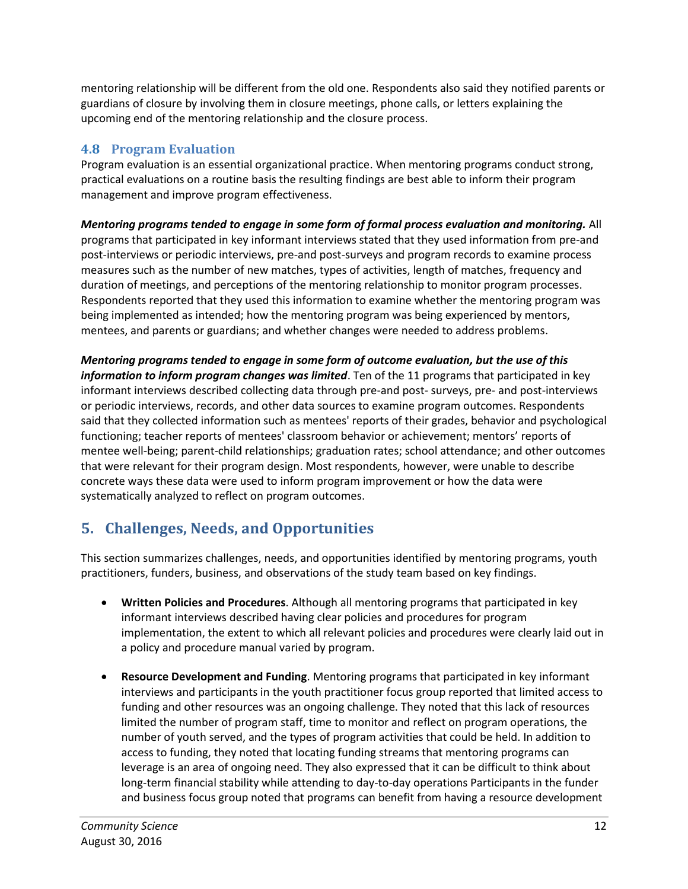mentoring relationship will be different from the old one. Respondents also said they notified parents or guardians of closure by involving them in closure meetings, phone calls, or letters explaining the upcoming end of the mentoring relationship and the closure process.

### 4.8 Program Evaluation

Program evaluation is an essential organizational practice. When mentoring programs conduct strong, practical evaluations on a routine basis the resulting findings are best able to inform their program management and improve program effectiveness.

***Mentoring programs tended to engage in some form of formal process evaluation and monitoring.*** All programs that participated in key informant interviews stated that they used information from pre-and post-interviews or periodic interviews, pre-and post-surveys and program records to examine process measures such as the number of new matches, types of activities, length of matches, frequency and duration of meetings, and perceptions of the mentoring relationship to monitor program processes. Respondents reported that they used this information to examine whether the mentoring program was being implemented as intended; how the mentoring program was being experienced by mentors, mentees, and parents or guardians; and whether changes were needed to address problems.

***Mentoring programs tended to engage in some form of outcome evaluation, but the use of this information to inform program changes was limited***. Ten of the 11 programs that participated in key informant interviews described collecting data through pre-and post- surveys, pre- and post-interviews or periodic interviews, records, and other data sources to examine program outcomes. Respondents said that they collected information such as mentees' reports of their grades, behavior and psychological functioning; teacher reports of mentees' classroom behavior or achievement; mentors' reports of mentee well-being; parent-child relationships; graduation rates; school attendance; and other outcomes that were relevant for their program design. Most respondents, however, were unable to describe concrete ways these data were used to inform program improvement or how the data were systematically analyzed to reflect on program outcomes.

## 5. Challenges, Needs, and Opportunities

This section summarizes challenges, needs, and opportunities identified by mentoring programs, youth practitioners, funders, business, and observations of the study team based on key findings.

- **Written Policies and Procedures**. Although all mentoring programs that participated in key informant interviews described having clear policies and procedures for program implementation, the extent to which all relevant policies and procedures were clearly laid out in a policy and procedure manual varied by program.

- **Resource Development and Funding**. Mentoring programs that participated in key informant interviews and participants in the youth practitioner focus group reported that limited access to funding and other resources was an ongoing challenge. They noted that this lack of resources limited the number of program staff, time to monitor and reflect on program operations, the number of youth served, and the types of program activities that could be held. In addition to access to funding, they noted that locating funding streams that mentoring programs can leverage is an area of ongoing need. They also expressed that it can be difficult to think about long-term financial stability while attending to day-to-day operations Participants in the funder and business focus group noted that programs can benefit from having a resource development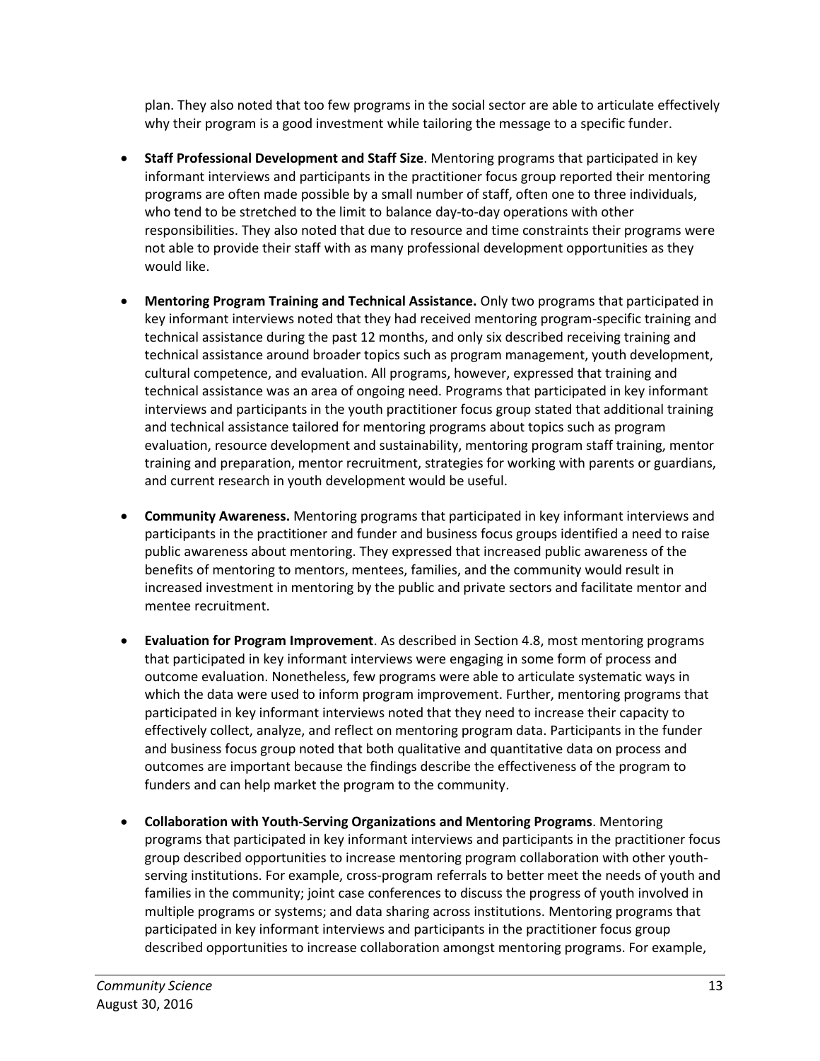plan. They also noted that too few programs in the social sector are able to articulate effectively why their program is a good investment while tailoring the message to a specific funder.

- **Staff Professional Development and Staff Size**. Mentoring programs that participated in key informant interviews and participants in the practitioner focus group reported their mentoring programs are often made possible by a small number of staff, often one to three individuals, who tend to be stretched to the limit to balance day-to-day operations with other responsibilities. They also noted that due to resource and time constraints their programs were not able to provide their staff with as many professional development opportunities as they would like.

- **Mentoring Program Training and Technical Assistance.** Only two programs that participated in key informant interviews noted that they had received mentoring program-specific training and technical assistance during the past 12 months, and only six described receiving training and technical assistance around broader topics such as program management, youth development, cultural competence, and evaluation. All programs, however, expressed that training and technical assistance was an area of ongoing need. Programs that participated in key informant interviews and participants in the youth practitioner focus group stated that additional training and technical assistance tailored for mentoring programs about topics such as program evaluation, resource development and sustainability, mentoring program staff training, mentor training and preparation, mentor recruitment, strategies for working with parents or guardians, and current research in youth development would be useful.

- **Community Awareness.** Mentoring programs that participated in key informant interviews and participants in the practitioner and funder and business focus groups identified a need to raise public awareness about mentoring. They expressed that increased public awareness of the benefits of mentoring to mentors, mentees, families, and the community would result in increased investment in mentoring by the public and private sectors and facilitate mentor and mentee recruitment.

- **Evaluation for Program Improvement**. As described in Section 4.8, most mentoring programs that participated in key informant interviews were engaging in some form of process and outcome evaluation. Nonetheless, few programs were able to articulate systematic ways in which the data were used to inform program improvement. Further, mentoring programs that participated in key informant interviews noted that they need to increase their capacity to effectively collect, analyze, and reflect on mentoring program data. Participants in the funder and business focus group noted that both qualitative and quantitative data on process and outcomes are important because the findings describe the effectiveness of the program to funders and can help market the program to the community.

- **Collaboration with Youth-Serving Organizations and Mentoring Programs**. Mentoring programs that participated in key informant interviews and participants in the practitioner focus group described opportunities to increase mentoring program collaboration with other youth-serving institutions. For example, cross-program referrals to better meet the needs of youth and families in the community; joint case conferences to discuss the progress of youth involved in multiple programs or systems; and data sharing across institutions. Mentoring programs that participated in key informant interviews and participants in the practitioner focus group described opportunities to increase collaboration amongst mentoring programs. For example,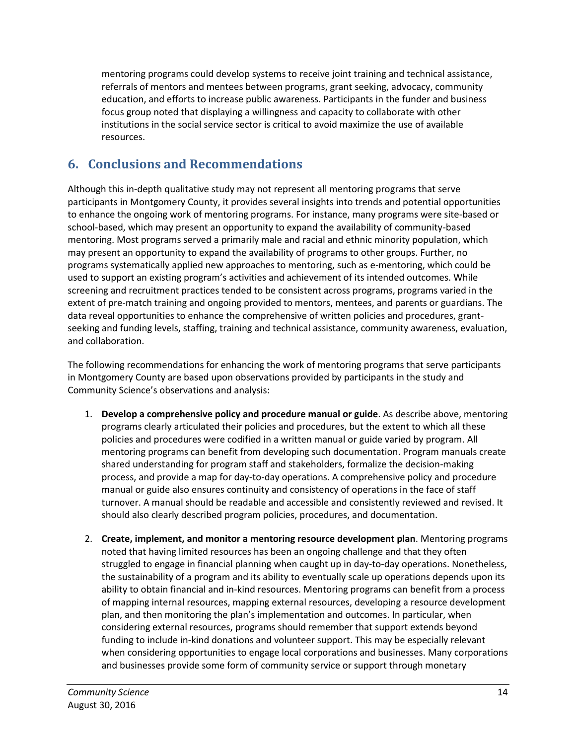mentoring programs could develop systems to receive joint training and technical assistance, referrals of mentors and mentees between programs, grant seeking, advocacy, community education, and efforts to increase public awareness. Participants in the funder and business focus group noted that displaying a willingness and capacity to collaborate with other institutions in the social service sector is critical to avoid maximize the use of available resources.

## 6. Conclusions and Recommendations

Although this in-depth qualitative study may not represent all mentoring programs that serve participants in Montgomery County, it provides several insights into trends and potential opportunities to enhance the ongoing work of mentoring programs. For instance, many programs were site-based or school-based, which may present an opportunity to expand the availability of community-based mentoring. Most programs served a primarily male and racial and ethnic minority population, which may present an opportunity to expand the availability of programs to other groups. Further, no programs systematically applied new approaches to mentoring, such as e-mentoring, which could be used to support an existing program's activities and achievement of its intended outcomes. While screening and recruitment practices tended to be consistent across programs, programs varied in the extent of pre-match training and ongoing provided to mentors, mentees, and parents or guardians. The data reveal opportunities to enhance the comprehensive of written policies and procedures, grant-seeking and funding levels, staffing, training and technical assistance, community awareness, evaluation, and collaboration.

The following recommendations for enhancing the work of mentoring programs that serve participants in Montgomery County are based upon observations provided by participants in the study and Community Science's observations and analysis:

1. **Develop a comprehensive policy and procedure manual or guide**. As describe above, mentoring programs clearly articulated their policies and procedures, but the extent to which all these policies and procedures were codified in a written manual or guide varied by program. All mentoring programs can benefit from developing such documentation. Program manuals create shared understanding for program staff and stakeholders, formalize the decision-making process, and provide a map for day-to-day operations. A comprehensive policy and procedure manual or guide also ensures continuity and consistency of operations in the face of staff turnover. A manual should be readable and accessible and consistently reviewed and revised. It should also clearly described program policies, procedures, and documentation.

2. **Create, implement, and monitor a mentoring resource development plan**. Mentoring programs noted that having limited resources has been an ongoing challenge and that they often struggled to engage in financial planning when caught up in day-to-day operations. Nonetheless, the sustainability of a program and its ability to eventually scale up operations depends upon its ability to obtain financial and in-kind resources. Mentoring programs can benefit from a process of mapping internal resources, mapping external resources, developing a resource development plan, and then monitoring the plan's implementation and outcomes. In particular, when considering external resources, programs should remember that support extends beyond funding to include in-kind donations and volunteer support. This may be especially relevant when considering opportunities to engage local corporations and businesses. Many corporations and businesses provide some form of community service or support through monetary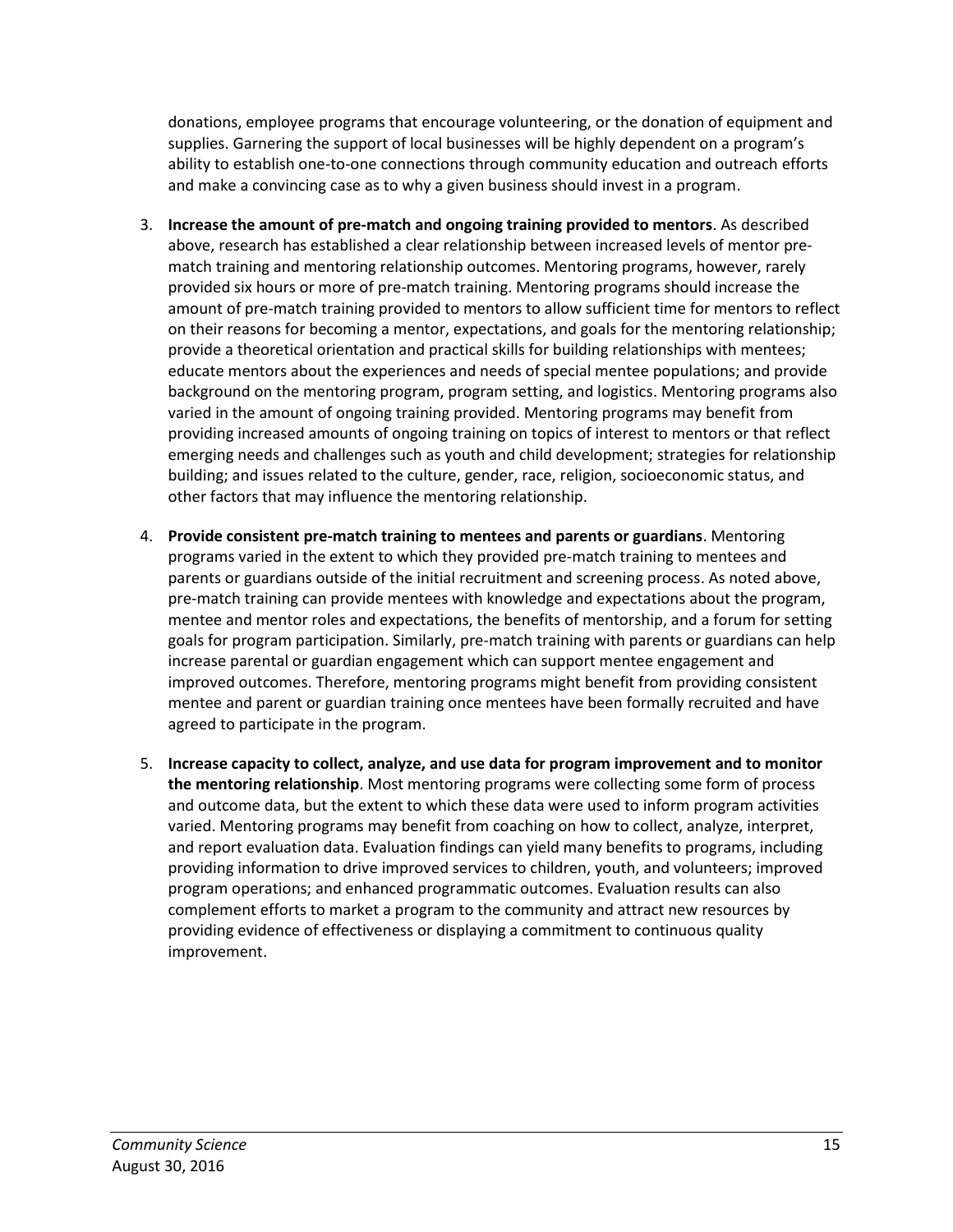donations, employee programs that encourage volunteering, or the donation of equipment and supplies. Garnering the support of local businesses will be highly dependent on a program's ability to establish one-to-one connections through community education and outreach efforts and make a convincing case as to why a given business should invest in a program.

3. **Increase the amount of pre-match and ongoing training provided to mentors**. As described above, research has established a clear relationship between increased levels of mentor pre-match training and mentoring relationship outcomes. Mentoring programs, however, rarely provided six hours or more of pre-match training. Mentoring programs should increase the amount of pre-match training provided to mentors to allow sufficient time for mentors to reflect on their reasons for becoming a mentor, expectations, and goals for the mentoring relationship; provide a theoretical orientation and practical skills for building relationships with mentees; educate mentors about the experiences and needs of special mentee populations; and provide background on the mentoring program, program setting, and logistics. Mentoring programs also varied in the amount of ongoing training provided. Mentoring programs may benefit from providing increased amounts of ongoing training on topics of interest to mentors or that reflect emerging needs and challenges such as youth and child development; strategies for relationship building; and issues related to the culture, gender, race, religion, socioeconomic status, and other factors that may influence the mentoring relationship.

4. **Provide consistent pre-match training to mentees and parents or guardians**. Mentoring programs varied in the extent to which they provided pre-match training to mentees and parents or guardians outside of the initial recruitment and screening process. As noted above, pre-match training can provide mentees with knowledge and expectations about the program, mentee and mentor roles and expectations, the benefits of mentorship, and a forum for setting goals for program participation. Similarly, pre-match training with parents or guardians can help increase parental or guardian engagement which can support mentee engagement and improved outcomes. Therefore, mentoring programs might benefit from providing consistent mentee and parent or guardian training once mentees have been formally recruited and have agreed to participate in the program.

5. **Increase capacity to collect, analyze, and use data for program improvement and to monitor the mentoring relationship**. Most mentoring programs were collecting some form of process and outcome data, but the extent to which these data were used to inform program activities varied. Mentoring programs may benefit from coaching on how to collect, analyze, interpret, and report evaluation data. Evaluation findings can yield many benefits to programs, including providing information to drive improved services to children, youth, and volunteers; improved program operations; and enhanced programmatic outcomes. Evaluation results can also complement efforts to market a program to the community and attract new resources by providing evidence of effectiveness or displaying a commitment to continuous quality improvement.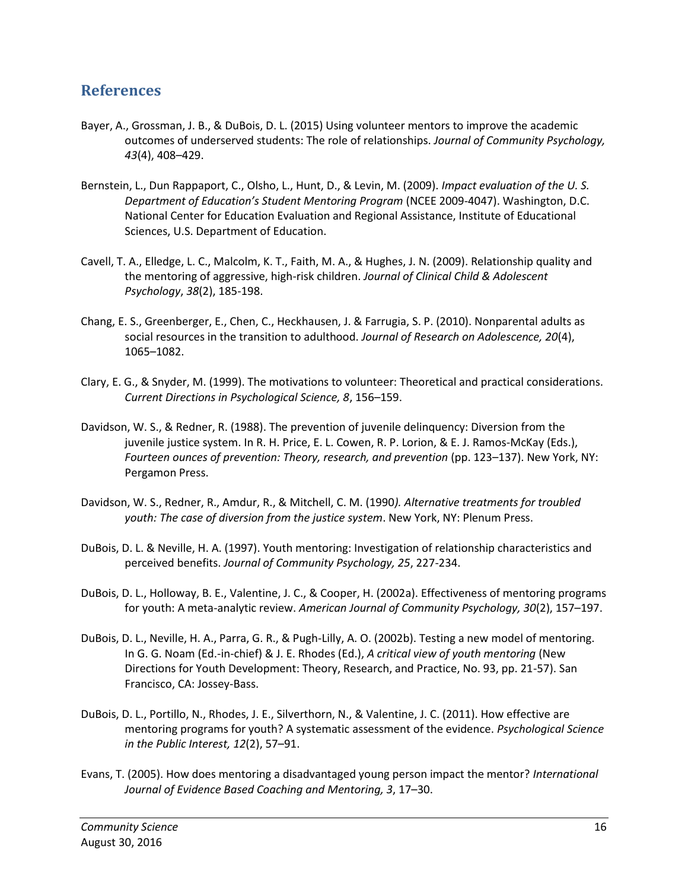## References

Bayer, A., Grossman, J. B., & DuBois, D. L. (2015) Using volunteer mentors to improve the academic outcomes of underserved students: The role of relationships. *Journal of Community Psychology, 43*(4), 408–429.

Bernstein, L., Dun Rappaport, C., Olsho, L., Hunt, D., & Levin, M. (2009). *Impact evaluation of the U. S. Department of Education's Student Mentoring Program* (NCEE 2009-4047). Washington, D.C. National Center for Education Evaluation and Regional Assistance, Institute of Educational Sciences, U.S. Department of Education.

Cavell, T. A., Elledge, L. C., Malcolm, K. T., Faith, M. A., & Hughes, J. N. (2009). Relationship quality and the mentoring of aggressive, high-risk children. *Journal of Clinical Child & Adolescent Psychology*, *38*(2), 185-198.

Chang, E. S., Greenberger, E., Chen, C., Heckhausen, J. & Farrugia, S. P. (2010). Nonparental adults as social resources in the transition to adulthood. *Journal of Research on Adolescence, 20*(4), 1065–1082.

Clary, E. G., & Snyder, M. (1999). The motivations to volunteer: Theoretical and practical considerations. *Current Directions in Psychological Science, 8*, 156–159.

Davidson, W. S., & Redner, R. (1988). The prevention of juvenile delinquency: Diversion from the juvenile justice system. In R. H. Price, E. L. Cowen, R. P. Lorion, & E. J. Ramos-McKay (Eds.), *Fourteen ounces of prevention: Theory, research, and prevention* (pp. 123–137). New York, NY: Pergamon Press.

Davidson, W. S., Redner, R., Amdur, R., & Mitchell, C. M. (1990*). Alternative treatments for troubled youth: The case of diversion from the justice system*. New York, NY: Plenum Press.

DuBois, D. L. & Neville, H. A. (1997). Youth mentoring: Investigation of relationship characteristics and perceived benefits. *Journal of Community Psychology, 25*, 227-234.

DuBois, D. L., Holloway, B. E., Valentine, J. C., & Cooper, H. (2002a). Effectiveness of mentoring programs for youth: A meta-analytic review. *American Journal of Community Psychology, 30*(2), 157–197.

DuBois, D. L., Neville, H. A., Parra, G. R., & Pugh-Lilly, A. O. (2002b). Testing a new model of mentoring. In G. G. Noam (Ed.-in-chief) & J. E. Rhodes (Ed.), *A critical view of youth mentoring* (New Directions for Youth Development: Theory, Research, and Practice, No. 93, pp. 21-57). San Francisco, CA: Jossey-Bass.

DuBois, D. L., Portillo, N., Rhodes, J. E., Silverthorn, N., & Valentine, J. C. (2011). How effective are mentoring programs for youth? A systematic assessment of the evidence. *Psychological Science in the Public Interest, 12*(2), 57–91.

Evans, T. (2005). How does mentoring a disadvantaged young person impact the mentor? *International Journal of Evidence Based Coaching and Mentoring, 3*, 17–30.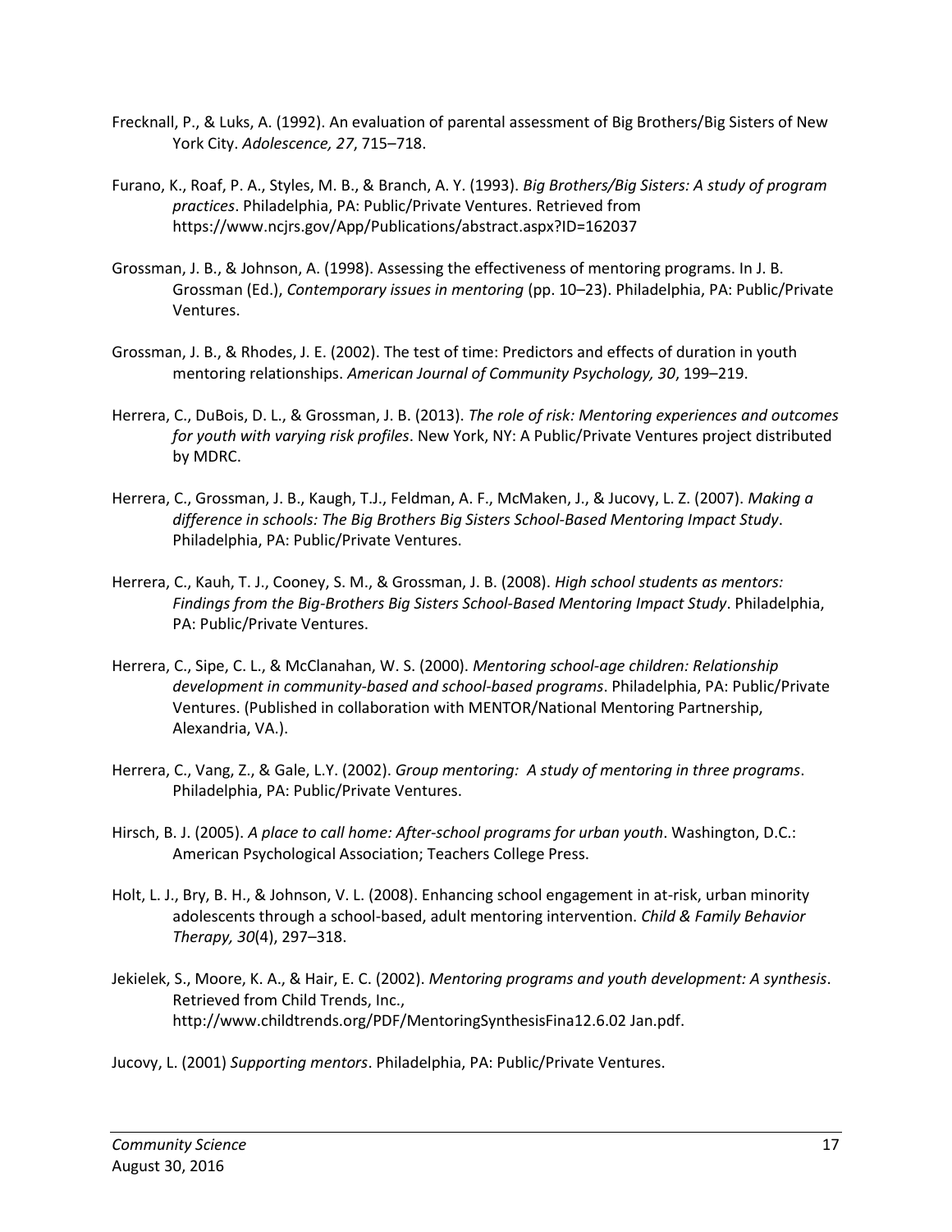Frecknall, P., & Luks, A. (1992). An evaluation of parental assessment of Big Brothers/Big Sisters of New York City. *Adolescence, 27*, 715–718.

Furano, K., Roaf, P. A., Styles, M. B., & Branch, A. Y. (1993). *Big Brothers/Big Sisters: A study of program practices*. Philadelphia, PA: Public/Private Ventures. Retrieved from https://www.ncjrs.gov/App/Publications/abstract.aspx?ID=162037

Grossman, J. B., & Johnson, A. (1998). Assessing the effectiveness of mentoring programs. In J. B. Grossman (Ed.), *Contemporary issues in mentoring* (pp. 10–23). Philadelphia, PA: Public/Private Ventures.

Grossman, J. B., & Rhodes, J. E. (2002). The test of time: Predictors and effects of duration in youth mentoring relationships. *American Journal of Community Psychology, 30*, 199–219.

Herrera, C., DuBois, D. L., & Grossman, J. B. (2013). *The role of risk: Mentoring experiences and outcomes for youth with varying risk profiles*. New York, NY: A Public/Private Ventures project distributed by MDRC.

Herrera, C., Grossman, J. B., Kaugh, T.J., Feldman, A. F., McMaken, J., & Jucovy, L. Z. (2007). *Making a difference in schools: The Big Brothers Big Sisters School-Based Mentoring Impact Study*. Philadelphia, PA: Public/Private Ventures.

Herrera, C., Kauh, T. J., Cooney, S. M., & Grossman, J. B. (2008). *High school students as mentors: Findings from the Big-Brothers Big Sisters School-Based Mentoring Impact Study*. Philadelphia, PA: Public/Private Ventures.

Herrera, C., Sipe, C. L., & McClanahan, W. S. (2000). *Mentoring school-age children: Relationship development in community-based and school-based programs*. Philadelphia, PA: Public/Private Ventures. (Published in collaboration with MENTOR/National Mentoring Partnership, Alexandria, VA.).

Herrera, C., Vang, Z., & Gale, L.Y. (2002). *Group mentoring: A study of mentoring in three programs*. Philadelphia, PA: Public/Private Ventures.

Hirsch, B. J. (2005). *A place to call home: After-school programs for urban youth*. Washington, D.C.: American Psychological Association; Teachers College Press.

Holt, L. J., Bry, B. H., & Johnson, V. L. (2008). Enhancing school engagement in at-risk, urban minority adolescents through a school-based, adult mentoring intervention. *Child & Family Behavior Therapy, 30*(4), 297–318.

Jekielek, S., Moore, K. A., & Hair, E. C. (2002). *Mentoring programs and youth development: A synthesis*. Retrieved from Child Trends, Inc., http://www.childtrends.org/PDF/MentoringSynthesisFina12.6.02 Jan.pdf.

Jucovy, L. (2001) *Supporting mentors*. Philadelphia, PA: Public/Private Ventures.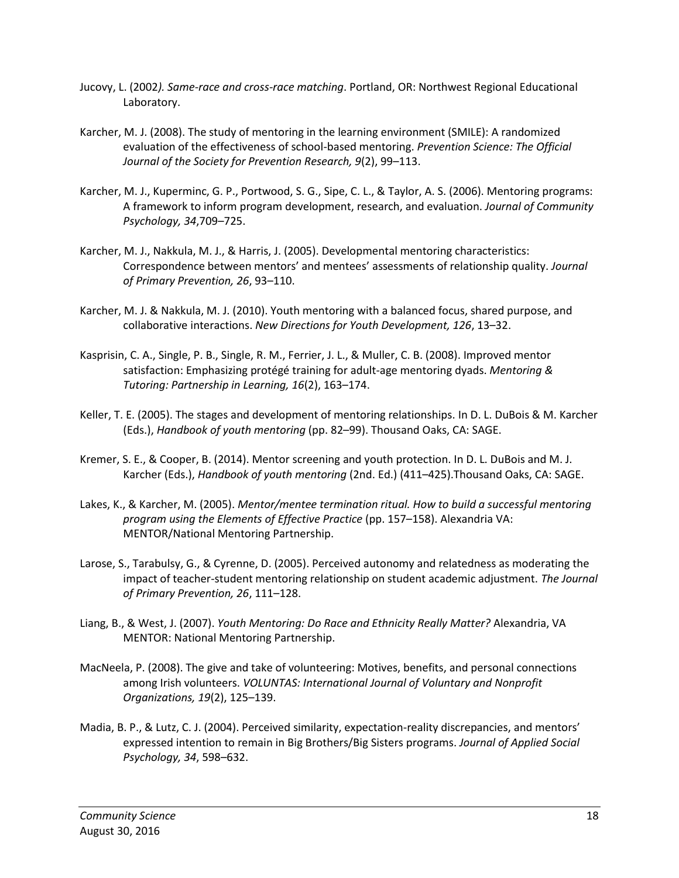Jucovy, L. (2002*). Same-race and cross-race matching*. Portland, OR: Northwest Regional Educational Laboratory.

Karcher, M. J. (2008). The study of mentoring in the learning environment (SMILE): A randomized evaluation of the effectiveness of school-based mentoring. *Prevention Science: The Official Journal of the Society for Prevention Research, 9*(2), 99–113.

Karcher, M. J., Kuperminc, G. P., Portwood, S. G., Sipe, C. L., & Taylor, A. S. (2006). Mentoring programs: A framework to inform program development, research, and evaluation. *Journal of Community Psychology, 34*,709–725.

Karcher, M. J., Nakkula, M. J., & Harris, J. (2005). Developmental mentoring characteristics: Correspondence between mentors' and mentees' assessments of relationship quality. *Journal of Primary Prevention, 26*, 93–110.

Karcher, M. J. & Nakkula, M. J. (2010). Youth mentoring with a balanced focus, shared purpose, and collaborative interactions. *New Directions for Youth Development, 126*, 13–32.

Kasprisin, C. A., Single, P. B., Single, R. M., Ferrier, J. L., & Muller, C. B. (2008). Improved mentor satisfaction: Emphasizing protégé training for adult-age mentoring dyads. *Mentoring & Tutoring: Partnership in Learning, 16*(2), 163–174.

Keller, T. E. (2005). The stages and development of mentoring relationships. In D. L. DuBois & M. Karcher (Eds.), *Handbook of youth mentoring* (pp. 82–99). Thousand Oaks, CA: SAGE.

Kremer, S. E., & Cooper, B. (2014). Mentor screening and youth protection. In D. L. DuBois and M. J. Karcher (Eds.), *Handbook of youth mentoring* (2nd. Ed.) (411–425).Thousand Oaks, CA: SAGE.

Lakes, K., & Karcher, M. (2005). *Mentor/mentee termination ritual. How to build a successful mentoring program using the Elements of Effective Practice* (pp. 157–158). Alexandria VA: MENTOR/National Mentoring Partnership.

Larose, S., Tarabulsy, G., & Cyrenne, D. (2005). Perceived autonomy and relatedness as moderating the impact of teacher-student mentoring relationship on student academic adjustment. *The Journal of Primary Prevention, 26*, 111–128.

Liang, B., & West, J. (2007). *Youth Mentoring: Do Race and Ethnicity Really Matter?* Alexandria, VA MENTOR: National Mentoring Partnership.

MacNeela, P. (2008). The give and take of volunteering: Motives, benefits, and personal connections among Irish volunteers. *VOLUNTAS: International Journal of Voluntary and Nonprofit Organizations, 19*(2), 125–139.

Madia, B. P., & Lutz, C. J. (2004). Perceived similarity, expectation-reality discrepancies, and mentors' expressed intention to remain in Big Brothers/Big Sisters programs. *Journal of Applied Social Psychology, 34*, 598–632.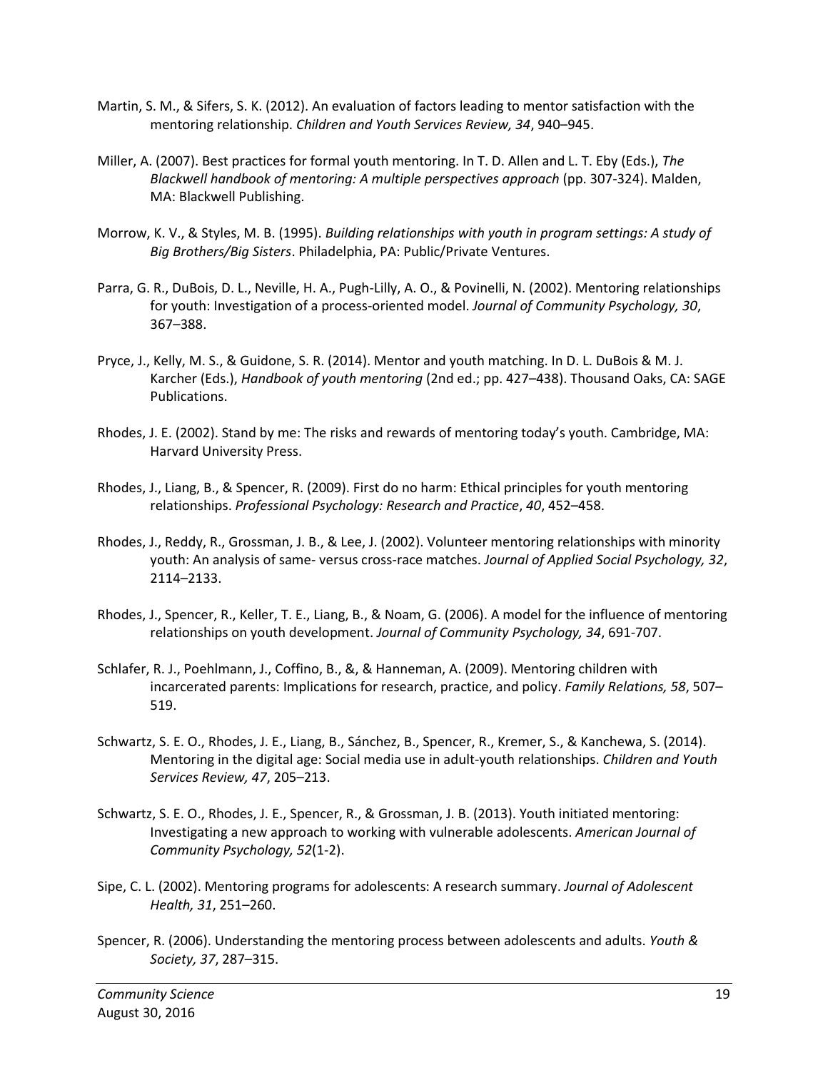Martin, S. M., & Sifers, S. K. (2012). An evaluation of factors leading to mentor satisfaction with the mentoring relationship. *Children and Youth Services Review, 34*, 940–945.

Miller, A. (2007). Best practices for formal youth mentoring. In T. D. Allen and L. T. Eby (Eds.), *The Blackwell handbook of mentoring: A multiple perspectives approach* (pp. 307-324). Malden, MA: Blackwell Publishing.

Morrow, K. V., & Styles, M. B. (1995). *Building relationships with youth in program settings: A study of Big Brothers/Big Sisters*. Philadelphia, PA: Public/Private Ventures.

Parra, G. R., DuBois, D. L., Neville, H. A., Pugh-Lilly, A. O., & Povinelli, N. (2002). Mentoring relationships for youth: Investigation of a process-oriented model. *Journal of Community Psychology, 30*, 367–388.

Pryce, J., Kelly, M. S., & Guidone, S. R. (2014). Mentor and youth matching. In D. L. DuBois & M. J. Karcher (Eds.), *Handbook of youth mentoring* (2nd ed.; pp. 427–438). Thousand Oaks, CA: SAGE Publications.

Rhodes, J. E. (2002). Stand by me: The risks and rewards of mentoring today's youth. Cambridge, MA: Harvard University Press.

Rhodes, J., Liang, B., & Spencer, R. (2009). First do no harm: Ethical principles for youth mentoring relationships. *Professional Psychology: Research and Practice*, *40*, 452–458.

Rhodes, J., Reddy, R., Grossman, J. B., & Lee, J. (2002). Volunteer mentoring relationships with minority youth: An analysis of same- versus cross-race matches. *Journal of Applied Social Psychology, 32*, 2114–2133.

Rhodes, J., Spencer, R., Keller, T. E., Liang, B., & Noam, G. (2006). A model for the influence of mentoring relationships on youth development. *Journal of Community Psychology, 34*, 691-707.

Schlafer, R. J., Poehlmann, J., Coffino, B., &, & Hanneman, A. (2009). Mentoring children with incarcerated parents: Implications for research, practice, and policy. *Family Relations, 58*, 507–519.

Schwartz, S. E. O., Rhodes, J. E., Liang, B., Sánchez, B., Spencer, R., Kremer, S., & Kanchewa, S. (2014). Mentoring in the digital age: Social media use in adult-youth relationships. *Children and Youth Services Review, 47*, 205–213.

Schwartz, S. E. O., Rhodes, J. E., Spencer, R., & Grossman, J. B. (2013). Youth initiated mentoring: Investigating a new approach to working with vulnerable adolescents. *American Journal of Community Psychology, 52*(1-2).

Sipe, C. L. (2002). Mentoring programs for adolescents: A research summary. *Journal of Adolescent Health, 31*, 251–260.

Spencer, R. (2006). Understanding the mentoring process between adolescents and adults. *Youth & Society, 37*, 287–315.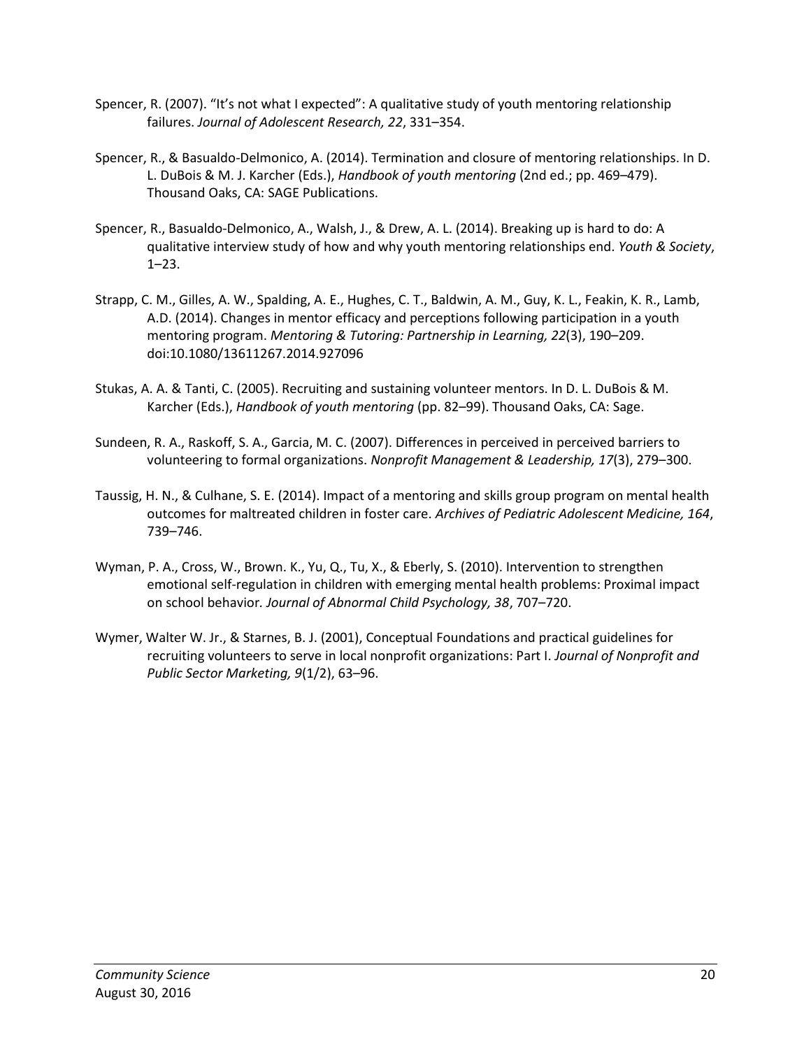Spencer, R. (2007). “It’s not what I expected”: A qualitative study of youth mentoring relationship failures. *Journal of Adolescent Research, 22*, 331–354.

Spencer, R., & Basualdo-Delmonico, A. (2014). Termination and closure of mentoring relationships. In D. L. DuBois & M. J. Karcher (Eds.), *Handbook of youth mentoring* (2nd ed.; pp. 469–479). Thousand Oaks, CA: SAGE Publications.

Spencer, R., Basualdo-Delmonico, A., Walsh, J., & Drew, A. L. (2014). Breaking up is hard to do: A qualitative interview study of how and why youth mentoring relationships end. *Youth & Society*, 1–23.

Strapp, C. M., Gilles, A. W., Spalding, A. E., Hughes, C. T., Baldwin, A. M., Guy, K. L., Feakin, K. R., Lamb, A.D. (2014). Changes in mentor efficacy and perceptions following participation in a youth mentoring program. *Mentoring & Tutoring: Partnership in Learning, 22*(3), 190–209. doi:10.1080/13611267.2014.927096

Stukas, A. A. & Tanti, C. (2005). Recruiting and sustaining volunteer mentors. In D. L. DuBois & M. Karcher (Eds.), *Handbook of youth mentoring* (pp. 82–99). Thousand Oaks, CA: Sage.

Sundeen, R. A., Raskoff, S. A., Garcia, M. C. (2007). Differences in perceived in perceived barriers to volunteering to formal organizations. *Nonprofit Management & Leadership, 17*(3), 279–300.

Taussig, H. N., & Culhane, S. E. (2014). Impact of a mentoring and skills group program on mental health outcomes for maltreated children in foster care. *Archives of Pediatric Adolescent Medicine, 164*, 739–746.

Wyman, P. A., Cross, W., Brown. K., Yu, Q., Tu, X., & Eberly, S. (2010). Intervention to strengthen emotional self-regulation in children with emerging mental health problems: Proximal impact on school behavior. *Journal of Abnormal Child Psychology, 38*, 707–720.

Wymer, Walter W. Jr., & Starnes, B. J. (2001), Conceptual Foundations and practical guidelines for recruiting volunteers to serve in local nonprofit organizations: Part I. *Journal of Nonprofit and Public Sector Marketing, 9*(1/2), 63–96.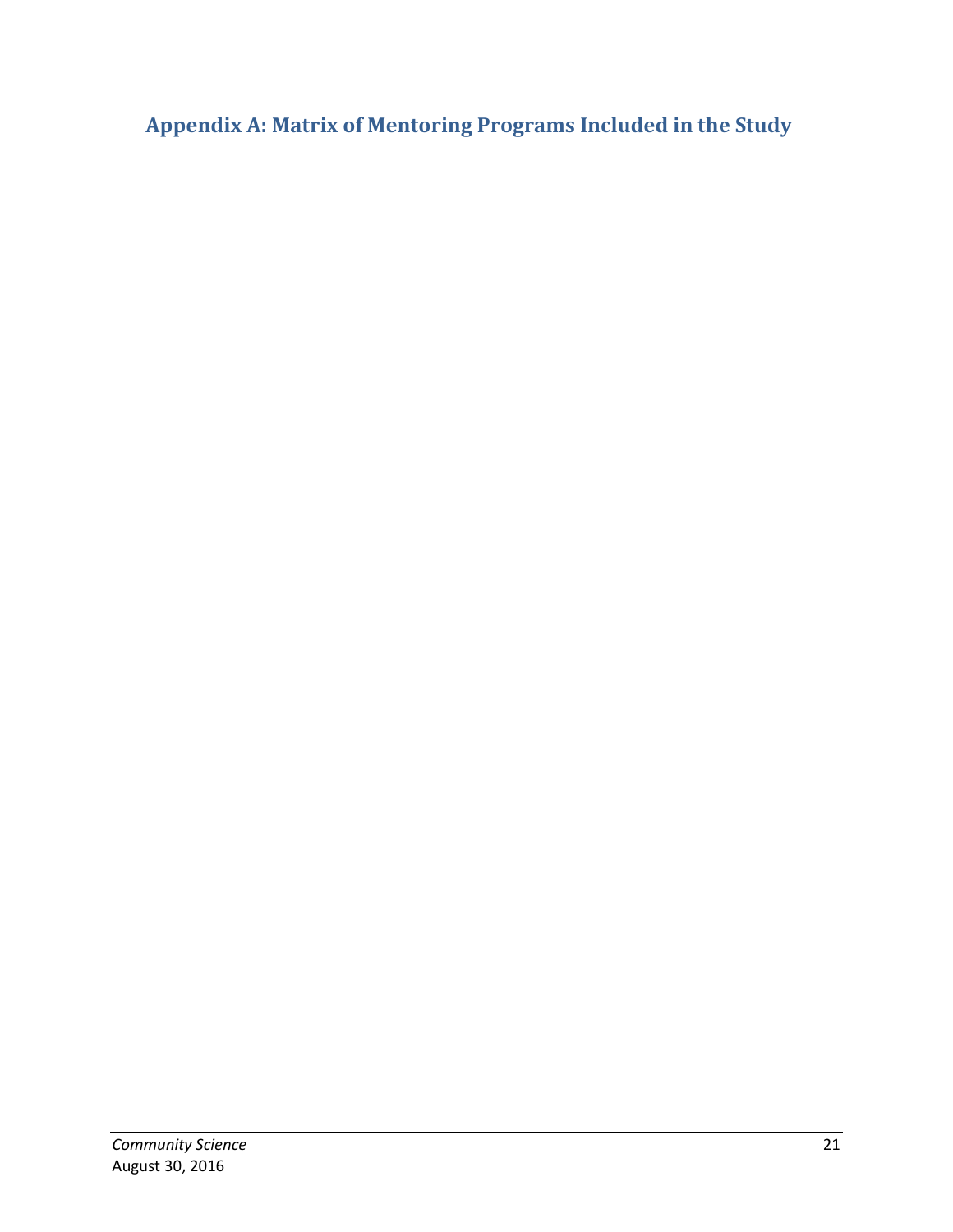# Appendix A: Matrix of Mentoring Programs Included in the Study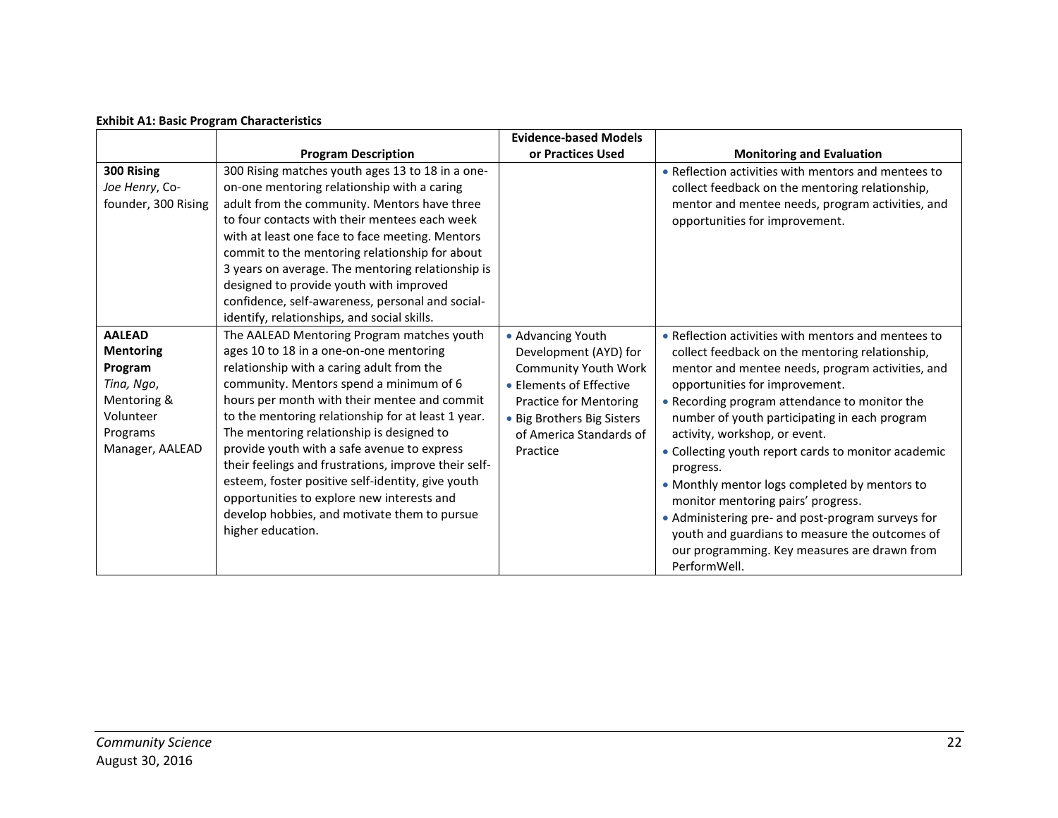**Exhibit A1: Basic Program Characteristics**

| | Program Description | Evidence-based Models or Practices Used | Monitoring and Evaluation |
|---|---|---|---|
| **300 Rising**<br>*Joe Henry*, Co-founder, 300 Rising | 300 Rising matches youth ages 13 to 18 in a one-on-one mentoring relationship with a caring adult from the community. Mentors have three to four contacts with their mentees each week with at least one face to face meeting. Mentors commit to the mentoring relationship for about 3 years on average. The mentoring relationship is designed to provide youth with improved confidence, self-awareness, personal and social-identify, relationships, and social skills. | | • Reflection activities with mentors and mentees to collect feedback on the mentoring relationship, mentor and mentee needs, program activities, and opportunities for improvement. |
| **AALEAD Mentoring Program**<br>*Tina, Ngo*, Mentoring & Volunteer Programs Manager, AALEAD | The AALEAD Mentoring Program matches youth ages 10 to 18 in a one-on-one mentoring relationship with a caring adult from the community. Mentors spend a minimum of 6 hours per month with their mentee and commit to the mentoring relationship for at least 1 year. The mentoring relationship is designed to provide youth with a safe avenue to express their feelings and frustrations, improve their self-esteem, foster positive self-identity, give youth opportunities to explore new interests and develop hobbies, and motivate them to pursue higher education. | • Advancing Youth Development (AYD) for Community Youth Work<br>• Elements of Effective Practice for Mentoring<br>• Big Brothers Big Sisters of America Standards of Practice | • Reflection activities with mentors and mentees to collect feedback on the mentoring relationship, mentor and mentee needs, program activities, and opportunities for improvement.<br>• Recording program attendance to monitor the number of youth participating in each program activity, workshop, or event.<br>• Collecting youth report cards to monitor academic progress.<br>• Monthly mentor logs completed by mentors to monitor mentoring pairs' progress.<br>• Administering pre- and post-program surveys for youth and guardians to measure the outcomes of our programming. Key measures are drawn from PerformWell. |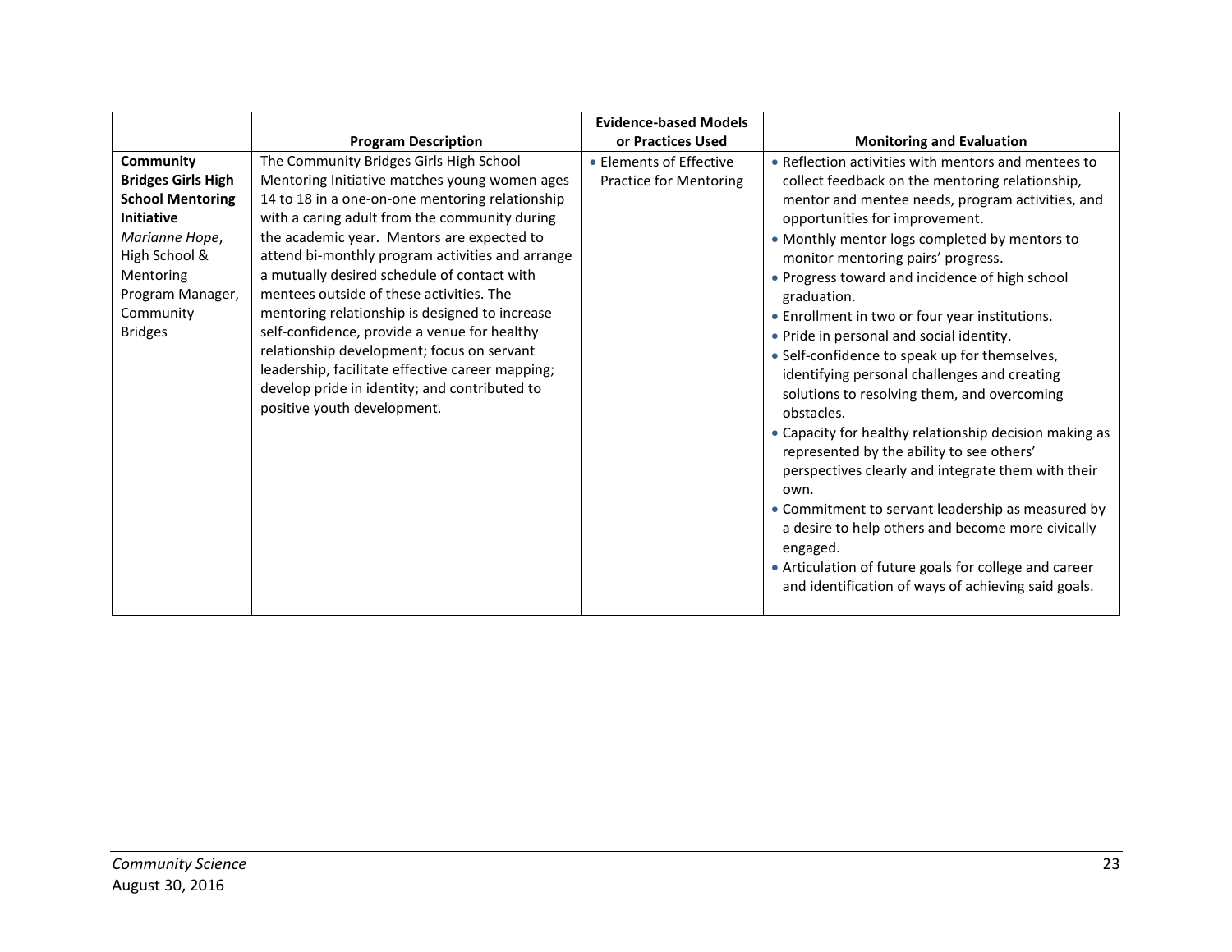| | Program Description | Evidence-based Models or Practices Used | Monitoring and Evaluation |
|---|---|---|---|
| **Community Bridges Girls High School Mentoring Initiative** *Marianne Hope*, High School & Mentoring Program Manager, Community Bridges | The Community Bridges Girls High School Mentoring Initiative matches young women ages 14 to 18 in a one-on-one mentoring relationship with a caring adult from the community during the academic year. Mentors are expected to attend bi-monthly program activities and arrange a mutually desired schedule of contact with mentees outside of these activities. The mentoring relationship is designed to increase self-confidence, provide a venue for healthy relationship development; focus on servant leadership, facilitate effective career mapping; develop pride in identity; and contributed to positive youth development. | • Elements of Effective Practice for Mentoring | • Reflection activities with mentors and mentees to collect feedback on the mentoring relationship, mentor and mentee needs, program activities, and opportunities for improvement. <br>• Monthly mentor logs completed by mentors to monitor mentoring pairs' progress. <br>• Progress toward and incidence of high school graduation. <br>• Enrollment in two or four year institutions. <br>• Pride in personal and social identity. <br>• Self-confidence to speak up for themselves, identifying personal challenges and creating solutions to resolving them, and overcoming obstacles. <br>• Capacity for healthy relationship decision making as represented by the ability to see others' perspectives clearly and integrate them with their own. <br>• Commitment to servant leadership as measured by a desire to help others and become more civically engaged. <br>• Articulation of future goals for college and career and identification of ways of achieving said goals. |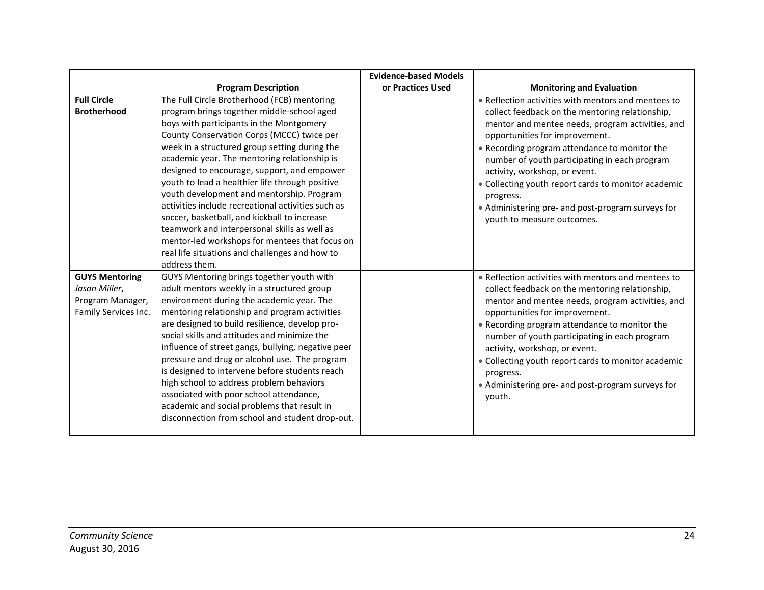|  | Program Description | Evidence-based Models or Practices Used | Monitoring and Evaluation |
|---|---|---|---|
| **Full Circle Brotherhood** | The Full Circle Brotherhood (FCB) mentoring program brings together middle-school aged boys with participants in the Montgomery County Conservation Corps (MCCC) twice per week in a structured group setting during the academic year. The mentoring relationship is designed to encourage, support, and empower youth to lead a healthier life through positive youth development and mentorship. Program activities include recreational activities such as soccer, basketball, and kickball to increase teamwork and interpersonal skills as well as mentor-led workshops for mentees that focus on real life situations and challenges and how to address them. |  | • Reflection activities with mentors and mentees to collect feedback on the mentoring relationship, mentor and mentee needs, program activities, and opportunities for improvement.<br>• Recording program attendance to monitor the number of youth participating in each program activity, workshop, or event.<br>• Collecting youth report cards to monitor academic progress.<br>• Administering pre- and post-program surveys for youth to measure outcomes. |
| **GUYS Mentoring**<br>*Jason Miller*, Program Manager, Family Services Inc. | GUYS Mentoring brings together youth with adult mentors weekly in a structured group environment during the academic year. The mentoring relationship and program activities are designed to build resilience, develop pro-social skills and attitudes and minimize the influence of street gangs, bullying, negative peer pressure and drug or alcohol use. The program is designed to intervene before students reach high school to address problem behaviors associated with poor school attendance, academic and social problems that result in disconnection from school and student drop-out. |  | • Reflection activities with mentors and mentees to collect feedback on the mentoring relationship, mentor and mentee needs, program activities, and opportunities for improvement.<br>• Recording program attendance to monitor the number of youth participating in each program activity, workshop, or event.<br>• Collecting youth report cards to monitor academic progress.<br>• Administering pre- and post-program surveys for youth. |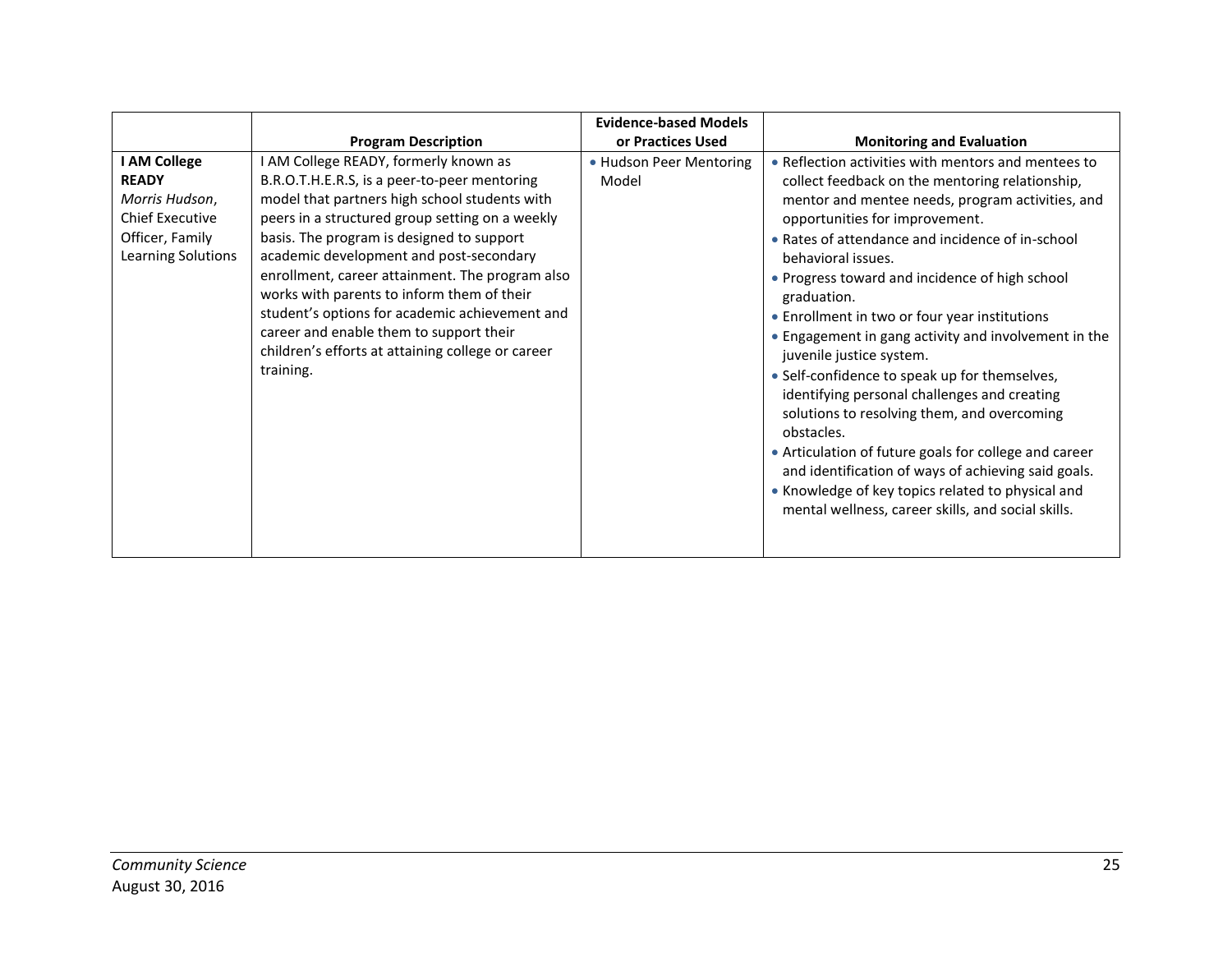| | Program Description | Evidence-based Models or Practices Used | Monitoring and Evaluation |
|---|---|---|---|
| **I AM College READY**<br>*Morris Hudson*, Chief Executive Officer, Family Learning Solutions | I AM College READY, formerly known as B.R.O.T.H.E.R.S, is a peer-to-peer mentoring model that partners high school students with peers in a structured group setting on a weekly basis. The program is designed to support academic development and post-secondary enrollment, career attainment. The program also works with parents to inform them of their student's options for academic achievement and career and enable them to support their children's efforts at attaining college or career training. | • Hudson Peer Mentoring Model | • Reflection activities with mentors and mentees to collect feedback on the mentoring relationship, mentor and mentee needs, program activities, and opportunities for improvement.<br>• Rates of attendance and incidence of in-school behavioral issues.<br>• Progress toward and incidence of high school graduation.<br>• Enrollment in two or four year institutions<br>• Engagement in gang activity and involvement in the juvenile justice system.<br>• Self-confidence to speak up for themselves, identifying personal challenges and creating solutions to resolving them, and overcoming obstacles.<br>• Articulation of future goals for college and career and identification of ways of achieving said goals.<br>• Knowledge of key topics related to physical and mental wellness, career skills, and social skills. |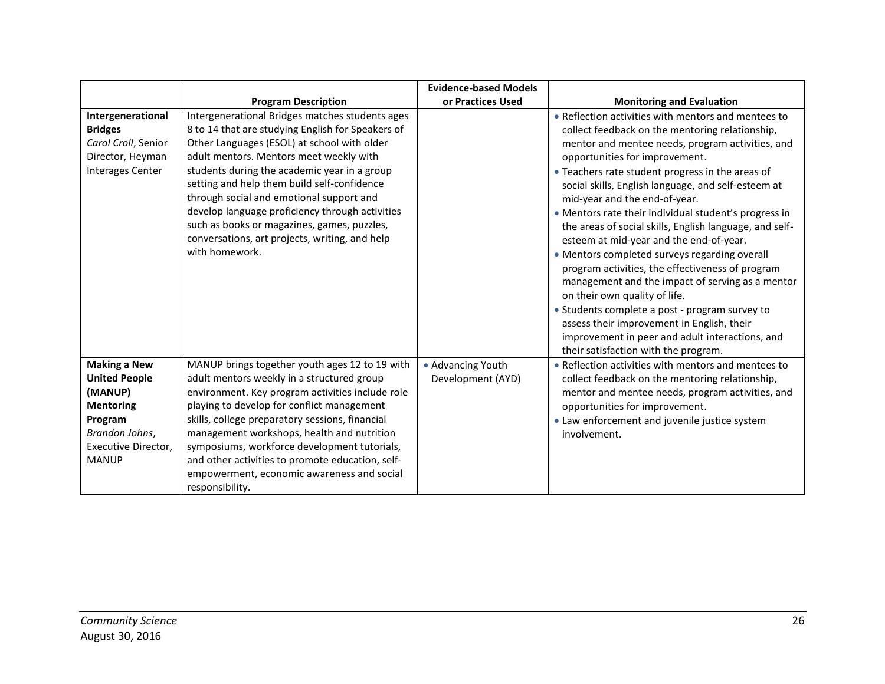| | Program Description | Evidence-based Models or Practices Used | Monitoring and Evaluation |
|---|---|---|---|
| **Intergenerational Bridges** *Carol Croll*, Senior Director, Heyman Interages Center | Intergenerational Bridges matches students ages 8 to 14 that are studying English for Speakers of Other Languages (ESOL) at school with older adult mentors. Mentors meet weekly with students during the academic year in a group setting and help them build self-confidence through social and emotional support and develop language proficiency through activities such as books or magazines, games, puzzles, conversations, art projects, writing, and help with homework. | | • Reflection activities with mentors and mentees to collect feedback on the mentoring relationship, mentor and mentee needs, program activities, and opportunities for improvement. • Teachers rate student progress in the areas of social skills, English language, and self-esteem at mid-year and the end-of-year. • Mentors rate their individual student's progress in the areas of social skills, English language, and self-esteem at mid-year and the end-of-year. • Mentors completed surveys regarding overall program activities, the effectiveness of program management and the impact of serving as a mentor on their own quality of life. • Students complete a post - program survey to assess their improvement in English, their improvement in peer and adult interactions, and their satisfaction with the program. |
| **Making a New United People (MANUP) Mentoring Program** *Brandon Johns*, Executive Director, MANUP | MANUP brings together youth ages 12 to 19 with adult mentors weekly in a structured group environment. Key program activities include role playing to develop for conflict management skills, college preparatory sessions, financial management workshops, health and nutrition symposiums, workforce development tutorials, and other activities to promote education, self-empowerment, economic awareness and social responsibility. | • Advancing Youth Development (AYD) | • Reflection activities with mentors and mentees to collect feedback on the mentoring relationship, mentor and mentee needs, program activities, and opportunities for improvement. • Law enforcement and juvenile justice system involvement. |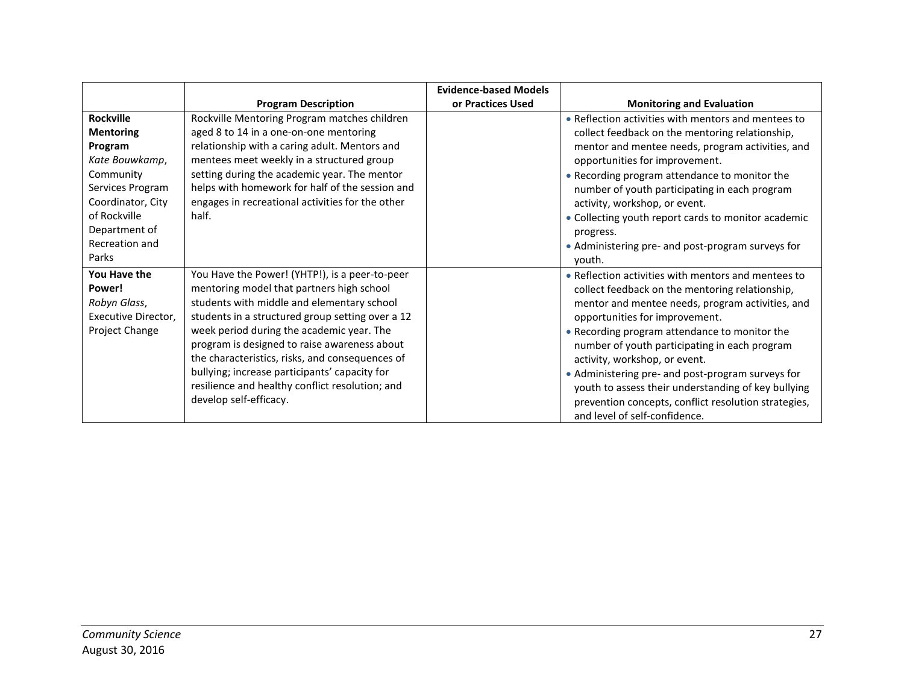| | Program Description | Evidence-based Models or Practices Used | Monitoring and Evaluation |
|---|---|---|---|
| **Rockville Mentoring Program** *Kate Bouwkamp*, Community Services Program Coordinator, City of Rockville Department of Recreation and Parks | Rockville Mentoring Program matches children aged 8 to 14 in a one-on-one mentoring relationship with a caring adult. Mentors and mentees meet weekly in a structured group setting during the academic year. The mentor helps with homework for half of the session and engages in recreational activities for the other half. | | • Reflection activities with mentors and mentees to collect feedback on the mentoring relationship, mentor and mentee needs, program activities, and opportunities for improvement. • Recording program attendance to monitor the number of youth participating in each program activity, workshop, or event. • Collecting youth report cards to monitor academic progress. • Administering pre- and post-program surveys for youth. |
| **You Have the Power!** *Robyn Glass*, Executive Director, Project Change | You Have the Power! (YHTP!), is a peer-to-peer mentoring model that partners high school students with middle and elementary school students in a structured group setting over a 12 week period during the academic year. The program is designed to raise awareness about the characteristics, risks, and consequences of bullying; increase participants' capacity for resilience and healthy conflict resolution; and develop self-efficacy. | | • Reflection activities with mentors and mentees to collect feedback on the mentoring relationship, mentor and mentee needs, program activities, and opportunities for improvement. • Recording program attendance to monitor the number of youth participating in each program activity, workshop, or event. • Administering pre- and post-program surveys for youth to assess their understanding of key bullying prevention concepts, conflict resolution strategies, and level of self-confidence. |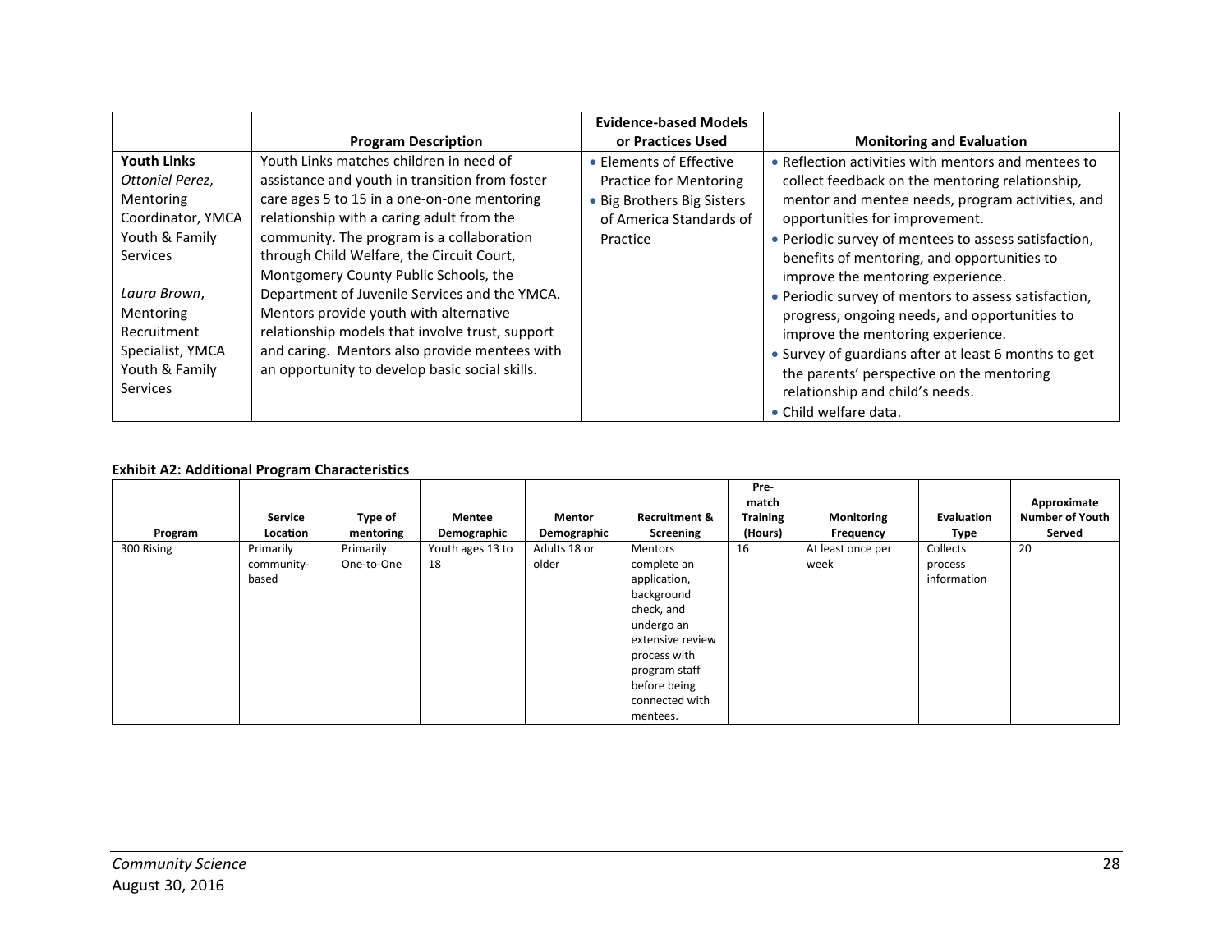| | Program Description | Evidence-based Models or Practices Used | Monitoring and Evaluation |
|---|---|---|---|
| **Youth Links**<br>*Ottoniel Perez*, Mentoring Coordinator, YMCA Youth & Family Services<br><br>*Laura Brown*, Mentoring Recruitment Specialist, YMCA Youth & Family Services | Youth Links matches children in need of assistance and youth in transition from foster care ages 5 to 15 in a one-on-one mentoring relationship with a caring adult from the community. The program is a collaboration through Child Welfare, the Circuit Court, Montgomery County Public Schools, the Department of Juvenile Services and the YMCA. Mentors provide youth with alternative relationship models that involve trust, support and caring. Mentors also provide mentees with an opportunity to develop basic social skills. | • Elements of Effective Practice for Mentoring<br>• Big Brothers Big Sisters of America Standards of Practice | • Reflection activities with mentors and mentees to collect feedback on the mentoring relationship, mentor and mentee needs, program activities, and opportunities for improvement.<br>• Periodic survey of mentees to assess satisfaction, benefits of mentoring, and opportunities to improve the mentoring experience.<br>• Periodic survey of mentors to assess satisfaction, progress, ongoing needs, and opportunities to improve the mentoring experience.<br>• Survey of guardians after at least 6 months to get the parents' perspective on the mentoring relationship and child's needs.<br>• Child welfare data. |

**Exhibit A2: Additional Program Characteristics**

| Program | Service Location | Type of mentoring | Mentee Demographic | Mentor Demographic | Recruitment & Screening | Pre-match Training (Hours) | Monitoring Frequency | Evaluation Type | Approximate Number of Youth Served |
|---|---|---|---|---|---|---|---|---|---|
| 300 Rising | Primarily community-based | Primarily One-to-One | Youth ages 13 to 18 | Adults 18 or older | Mentors complete an application, background check, and undergo an extensive review process with program staff before being connected with mentees. | 16 | At least once per week | Collects process information | 20 |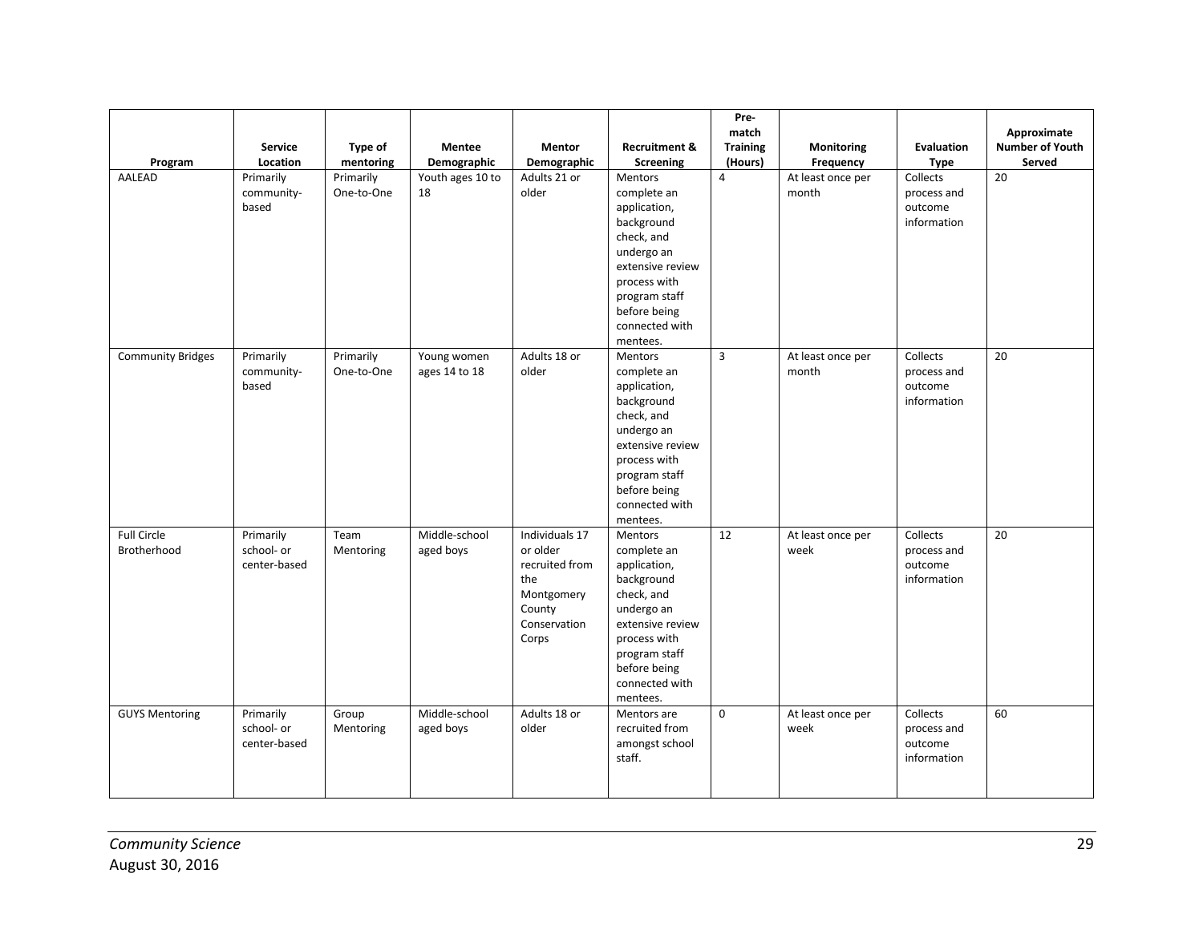| Program | Service Location | Type of mentoring | Mentee Demographic | Mentor Demographic | Recruitment & Screening | Pre-match Training (Hours) | Monitoring Frequency | Evaluation Type | Approximate Number of Youth Served |
|---|---|---|---|---|---|---|---|---|---|
| AALEAD | Primarily community-based | Primarily One-to-One | Youth ages 10 to 18 | Adults 21 or older | Mentors complete an application, background check, and undergo an extensive review process with program staff before being connected with mentees. | 4 | At least once per month | Collects process and outcome information | 20 |
| Community Bridges | Primarily community-based | Primarily One-to-One | Young women ages 14 to 18 | Adults 18 or older | Mentors complete an application, background check, and undergo an extensive review process with program staff before being connected with mentees. | 3 | At least once per month | Collects process and outcome information | 20 |
| Full Circle Brotherhood | Primarily school- or center-based | Team Mentoring | Middle-school aged boys | Individuals 17 or older recruited from the Montgomery County Conservation Corps | Mentors complete an application, background check, and undergo an extensive review process with program staff before being connected with mentees. | 12 | At least once per week | Collects process and outcome information | 20 |
| GUYS Mentoring | Primarily school- or center-based | Group Mentoring | Middle-school aged boys | Adults 18 or older | Mentors are recruited from amongst school staff. | 0 | At least once per week | Collects process and outcome information | 60 |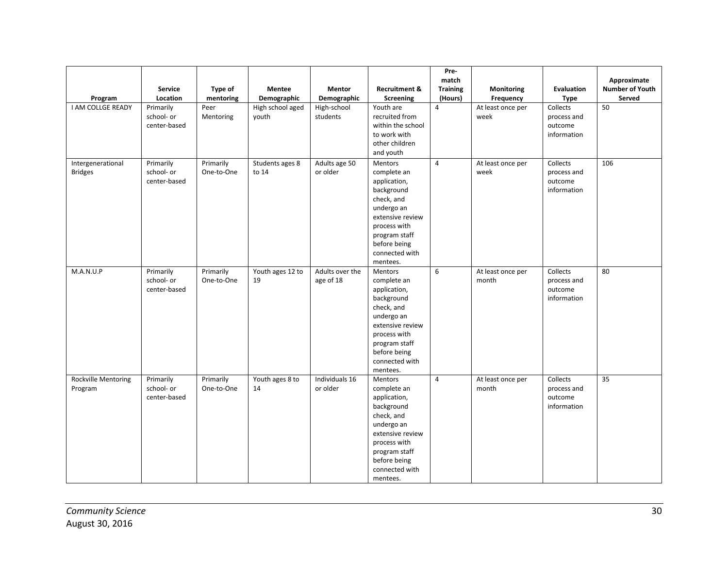| Program | Service Location | Type of mentoring | Mentee Demographic | Mentor Demographic | Recruitment & Screening | Pre-match Training (Hours) | Monitoring Frequency | Evaluation Type | Approximate Number of Youth Served |
|---|---|---|---|---|---|---|---|---|---|
| I AM COLLGE READY | Primarily school- or center-based | Peer Mentoring | High school aged youth | High-school students | Youth are recruited from within the school to work with other children and youth | 4 | At least once per week | Collects process and outcome information | 50 |
| Intergenerational Bridges | Primarily school- or center-based | Primarily One-to-One | Students ages 8 to 14 | Adults age 50 or older | Mentors complete an application, background check, and undergo an extensive review process with program staff before being connected with mentees. | 4 | At least once per week | Collects process and outcome information | 106 |
| M.A.N.U.P | Primarily school- or center-based | Primarily One-to-One | Youth ages 12 to 19 | Adults over the age of 18 | Mentors complete an application, background check, and undergo an extensive review process with program staff before being connected with mentees. | 6 | At least once per month | Collects process and outcome information | 80 |
| Rockville Mentoring Program | Primarily school- or center-based | Primarily One-to-One | Youth ages 8 to 14 | Individuals 16 or older | Mentors complete an application, background check, and undergo an extensive review process with program staff before being connected with mentees. | 4 | At least once per month | Collects process and outcome information | 35 |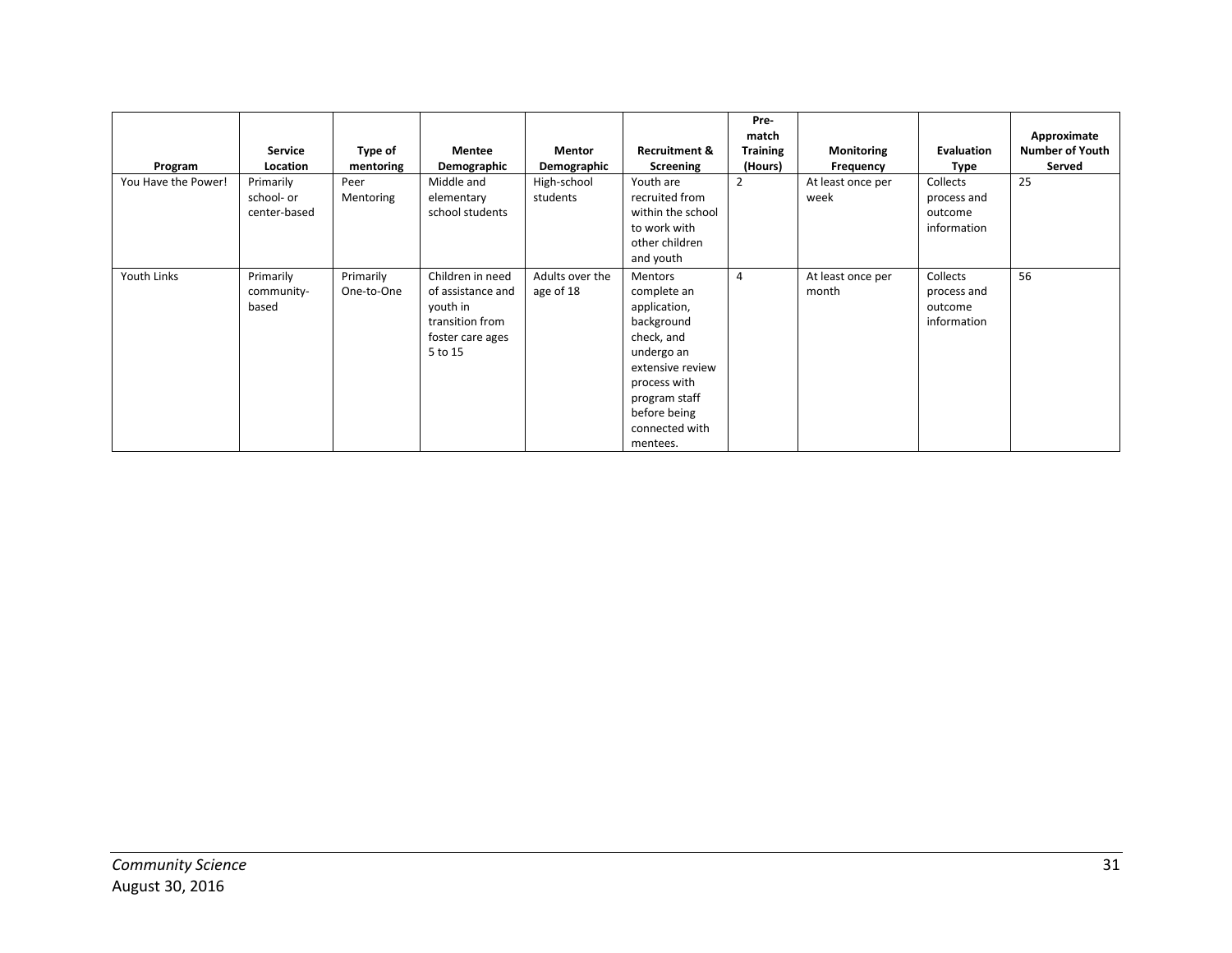| Program | Service Location | Type of mentoring | Mentee Demographic | Mentor Demographic | Recruitment & Screening | Pre-match Training (Hours) | Monitoring Frequency | Evaluation Type | Approximate Number of Youth Served |
|---|---|---|---|---|---|---|---|---|---|
| You Have the Power! | Primarily school- or center-based | Peer Mentoring | Middle and elementary school students | High-school students | Youth are recruited from within the school to work with other children and youth | 2 | At least once per week | Collects process and outcome information | 25 |
| Youth Links | Primarily community-based | Primarily One-to-One | Children in need of assistance and youth in transition from foster care ages 5 to 15 | Adults over the age of 18 | Mentors complete an application, background check, and undergo an extensive review process with program staff before being connected with mentees. | 4 | At least once per month | Collects process and outcome information | 56 |